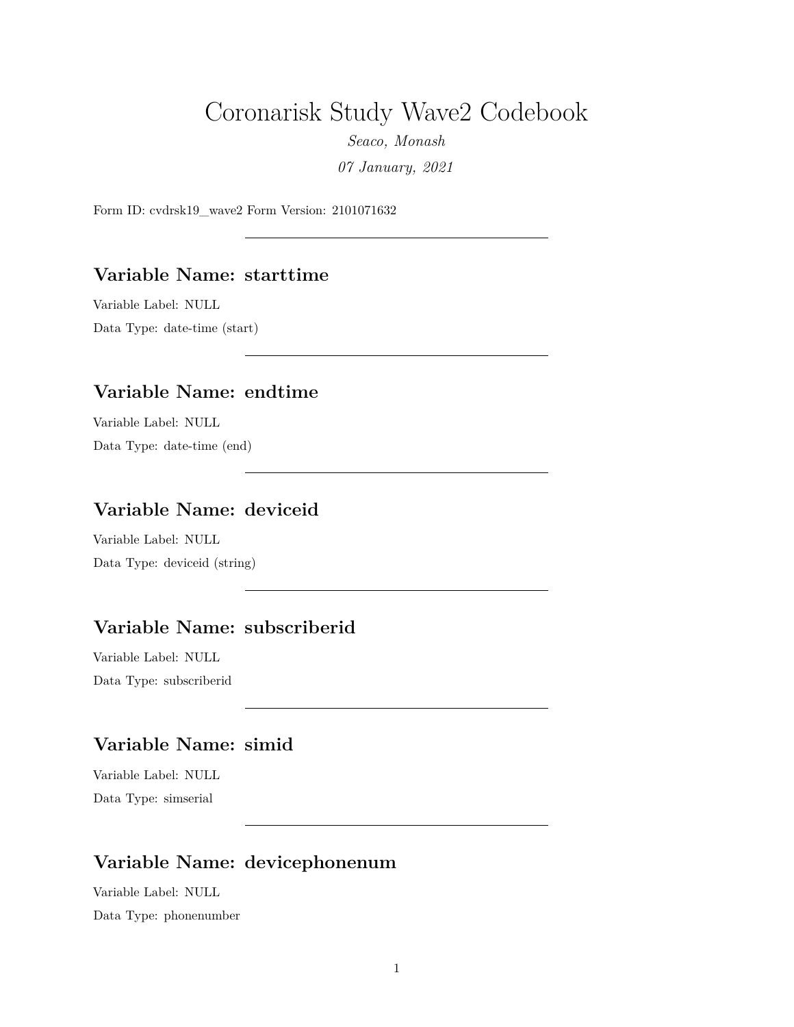# Coronarisk Study Wave2 Codebook

*Seaco, Monash*

*07 January, 2021*

Form ID: cvdrsk19_wave2 Form Version: 2101071632

---

## Variable Name: starttime

Variable Label: NULL

Data Type: date-time (start)

---

## Variable Name: endtime

Variable Label: NULL

Data Type: date-time (end)

---

## Variable Name: deviceid

Variable Label: NULL

Data Type: deviceid (string)

---

## Variable Name: subscriberid

Variable Label: NULL

Data Type: subscriberid

---

## Variable Name: simid

Variable Label: NULL

Data Type: simserial

---

## Variable Name: devicephonenum

Variable Label: NULL

Data Type: phonenumber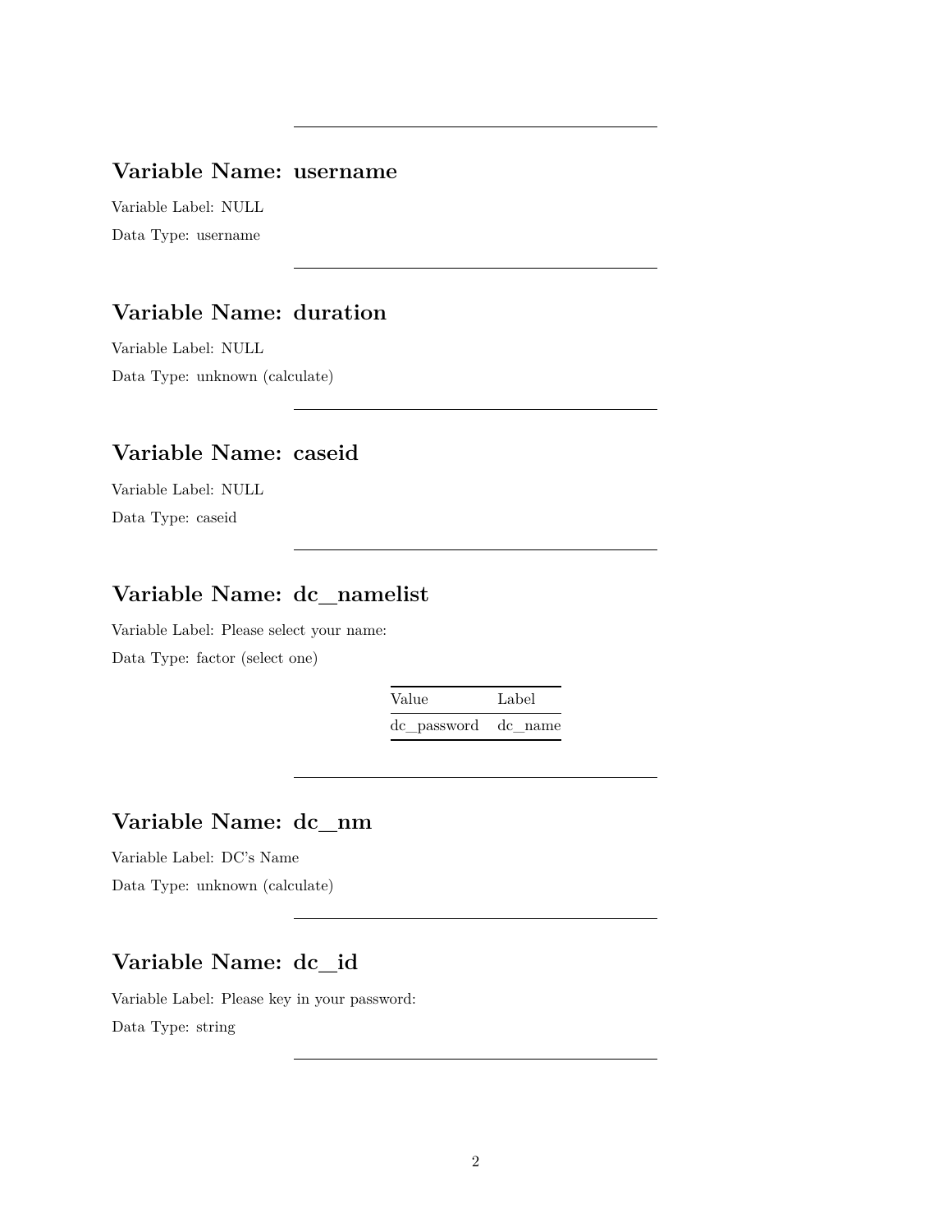---

## Variable Name: username

Variable Label: NULL

Data Type: username

---

## Variable Name: duration

Variable Label: NULL

Data Type: unknown (calculate)

---

## Variable Name: caseid

Variable Label: NULL

Data Type: caseid

---

## Variable Name: dc_namelist

Variable Label: Please select your name:

Data Type: factor (select one)

| Value | Label |
|---|---|
| dc_password | dc_name |

---

## Variable Name: dc_nm

Variable Label: DC's Name

Data Type: unknown (calculate)

---

## Variable Name: dc_id

Variable Label: Please key in your password:

Data Type: string

---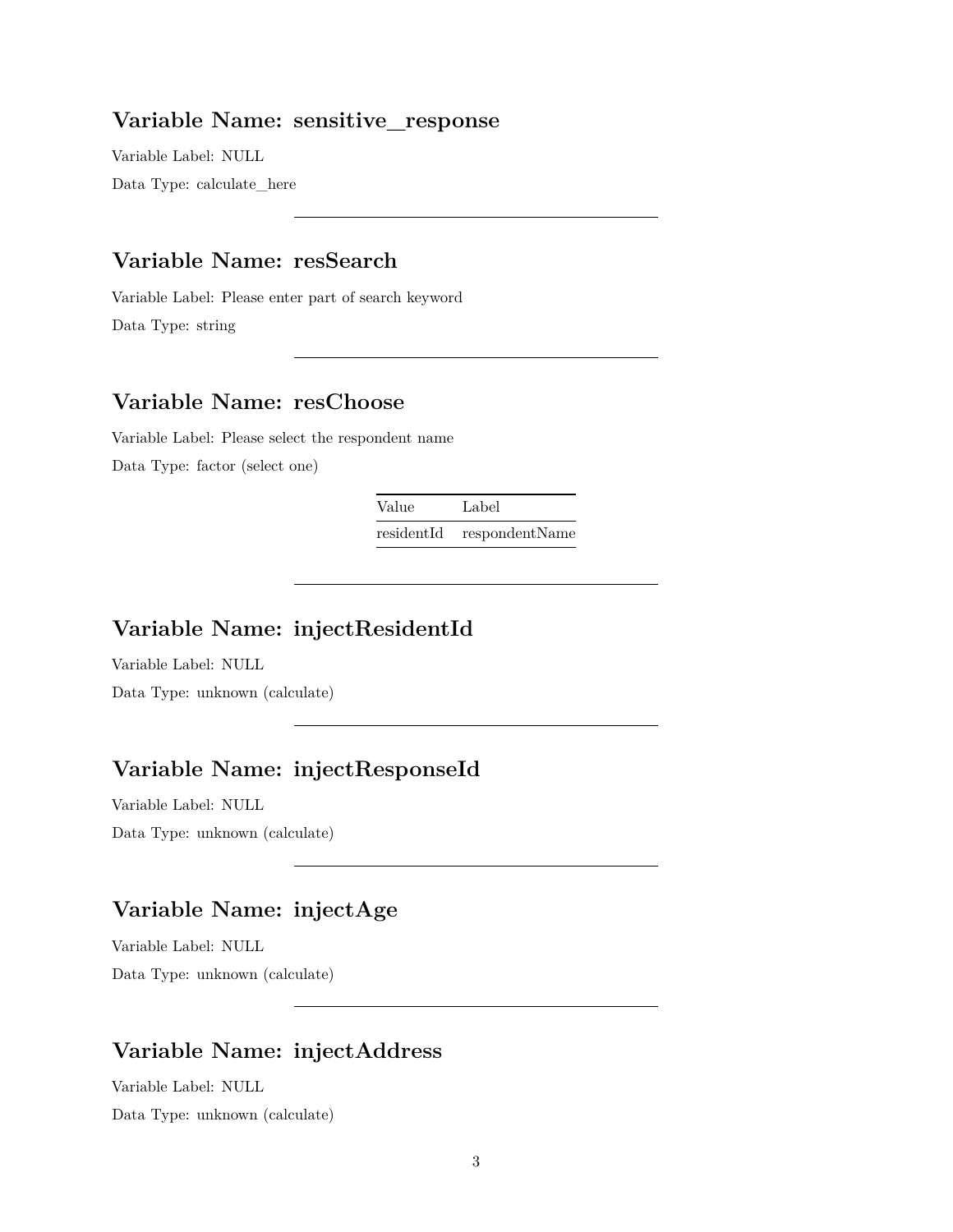## Variable Name: sensitive_response

Variable Label: NULL

Data Type: calculate_here

---

## Variable Name: resSearch

Variable Label: Please enter part of search keyword

Data Type: string

---

## Variable Name: resChoose

Variable Label: Please select the respondent name

Data Type: factor (select one)

| Value | Label |
|---|---|
| residentId | respondentName |

---

## Variable Name: injectResidentId

Variable Label: NULL

Data Type: unknown (calculate)

---

## Variable Name: injectResponseId

Variable Label: NULL

Data Type: unknown (calculate)

---

## Variable Name: injectAge

Variable Label: NULL

Data Type: unknown (calculate)

---

## Variable Name: injectAddress

Variable Label: NULL

Data Type: unknown (calculate)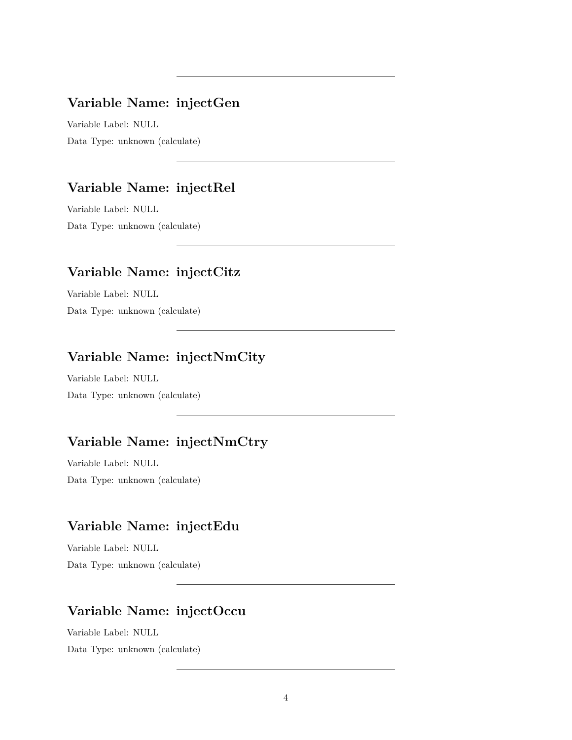---

## Variable Name: injectGen

Variable Label: NULL

Data Type: unknown (calculate)

---

## Variable Name: injectRel

Variable Label: NULL

Data Type: unknown (calculate)

---

## Variable Name: injectCitz

Variable Label: NULL

Data Type: unknown (calculate)

---

## Variable Name: injectNmCity

Variable Label: NULL

Data Type: unknown (calculate)

---

## Variable Name: injectNmCtry

Variable Label: NULL

Data Type: unknown (calculate)

---

## Variable Name: injectEdu

Variable Label: NULL

Data Type: unknown (calculate)

---

## Variable Name: injectOccu

Variable Label: NULL

Data Type: unknown (calculate)

---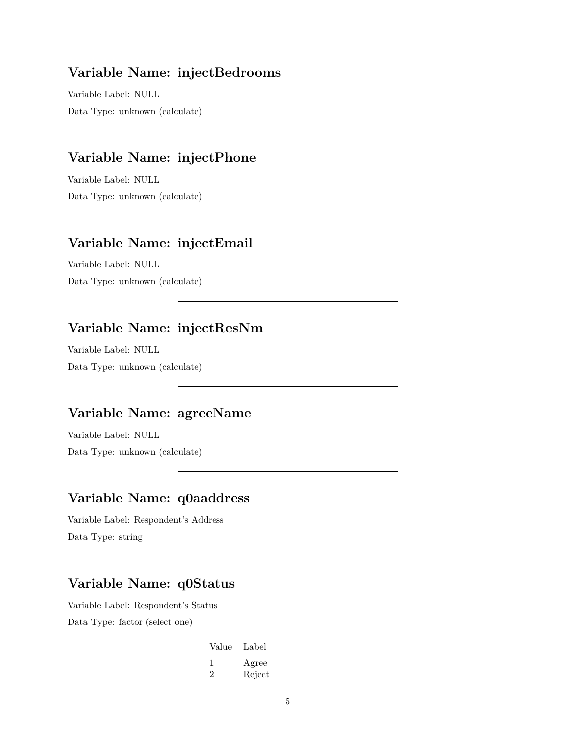## Variable Name: injectBedrooms

Variable Label: NULL

Data Type: unknown (calculate)

---

## Variable Name: injectPhone

Variable Label: NULL

Data Type: unknown (calculate)

---

## Variable Name: injectEmail

Variable Label: NULL

Data Type: unknown (calculate)

---

## Variable Name: injectResNm

Variable Label: NULL

Data Type: unknown (calculate)

---

## Variable Name: agreeName

Variable Label: NULL

Data Type: unknown (calculate)

---

## Variable Name: q0aaddress

Variable Label: Respondent's Address

Data Type: string

---

## Variable Name: q0Status

Variable Label: Respondent's Status

Data Type: factor (select one)

| Value | Label |
|---|---|
| 1 | Agree |
| 2 | Reject |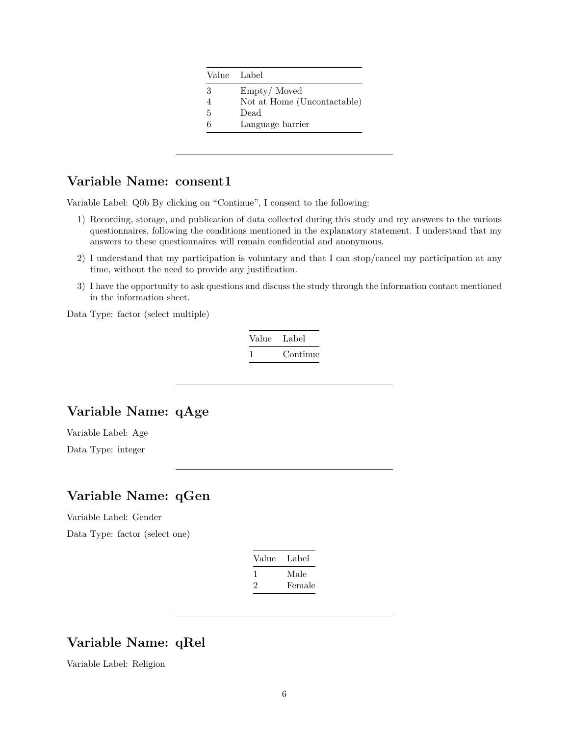| Value | Label |
|---|---|
| 3 | Empty/ Moved |
| 4 | Not at Home (Uncontactable) |
| 5 | Dead |
| 6 | Language barrier |

---

## Variable Name: consent1

Variable Label: Q0b By clicking on "Continue", I consent to the following:

1) Recording, storage, and publication of data collected during this study and my answers to the various questionnaires, following the conditions mentioned in the explanatory statement. I understand that my answers to these questionnaires will remain confidential and anonymous.
2) I understand that my participation is voluntary and that I can stop/cancel my participation at any time, without the need to provide any justification.
3) I have the opportunity to ask questions and discuss the study through the information contact mentioned in the information sheet.

Data Type: factor (select multiple)

| Value | Label |
|---|---|
| 1 | Continue |

---

## Variable Name: qAge

Variable Label: Age

Data Type: integer

---

## Variable Name: qGen

Variable Label: Gender

Data Type: factor (select one)

| Value | Label |
|---|---|
| 1 | Male |
| 2 | Female |

---

## Variable Name: qRel

Variable Label: Religion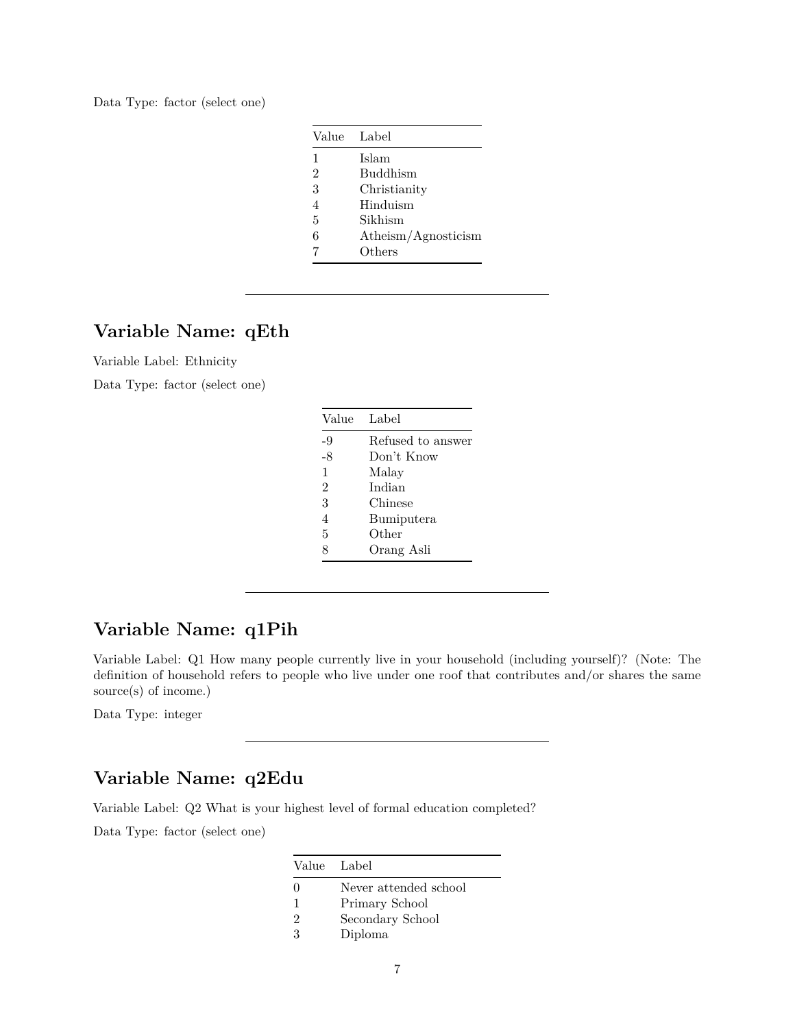Data Type: factor (select one)

| Value | Label |
|---|---|
| 1 | Islam |
| 2 | Buddhism |
| 3 | Christianity |
| 4 | Hinduism |
| 5 | Sikhism |
| 6 | Atheism/Agnosticism |
| 7 | Others |

---

## Variable Name: qEth

Variable Label: Ethnicity

Data Type: factor (select one)

| Value | Label |
|---|---|
| -9 | Refused to answer |
| -8 | Don't Know |
| 1 | Malay |
| 2 | Indian |
| 3 | Chinese |
| 4 | Bumiputera |
| 5 | Other |
| 8 | Orang Asli |

---

## Variable Name: q1Pih

Variable Label: Q1 How many people currently live in your household (including yourself)? (Note: The definition of household refers to people who live under one roof that contributes and/or shares the same source(s) of income.)

Data Type: integer

---

## Variable Name: q2Edu

Variable Label: Q2 What is your highest level of formal education completed?

Data Type: factor (select one)

| Value | Label |
|---|---|
| 0 | Never attended school |
| 1 | Primary School |
| 2 | Secondary School |
| 3 | Diploma |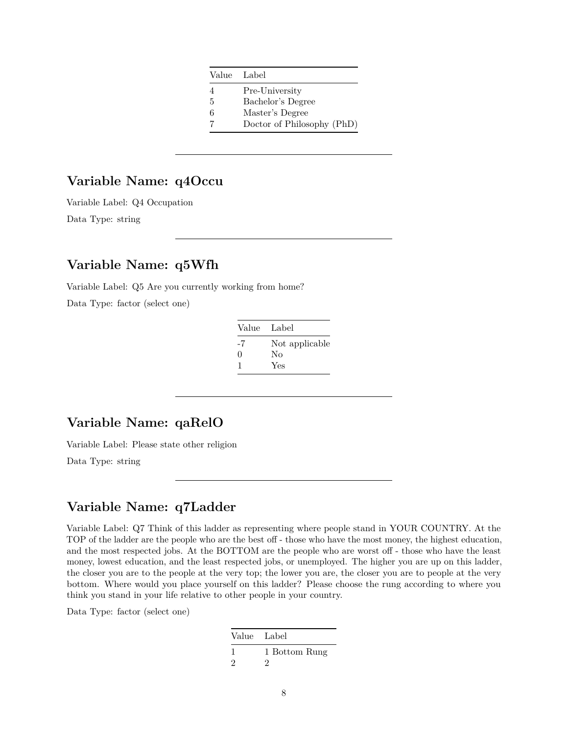| Value | Label |
|---|---|
| 4 | Pre-University |
| 5 | Bachelor's Degree |
| 6 | Master's Degree |
| 7 | Doctor of Philosophy (PhD) |

---

## Variable Name: q4Occu

Variable Label: Q4 Occupation

Data Type: string

---

## Variable Name: q5Wfh

Variable Label: Q5 Are you currently working from home?

Data Type: factor (select one)

| Value | Label |
|---|---|
| -7 | Not applicable |
| 0 | No |
| 1 | Yes |

---

## Variable Name: qaRelO

Variable Label: Please state other religion

Data Type: string

---

## Variable Name: q7Ladder

Variable Label: Q7 Think of this ladder as representing where people stand in YOUR COUNTRY. At the TOP of the ladder are the people who are the best off - those who have the most money, the highest education, and the most respected jobs. At the BOTTOM are the people who are worst off - those who have the least money, lowest education, and the least respected jobs, or unemployed. The higher you are up on this ladder, the closer you are to the people at the very top; the lower you are, the closer you are to people at the very bottom. Where would you place yourself on this ladder? Please choose the rung according to where you think you stand in your life relative to other people in your country.

Data Type: factor (select one)

| Value | Label |
|---|---|
| 1 | 1 Bottom Rung |
| 2 | 2 |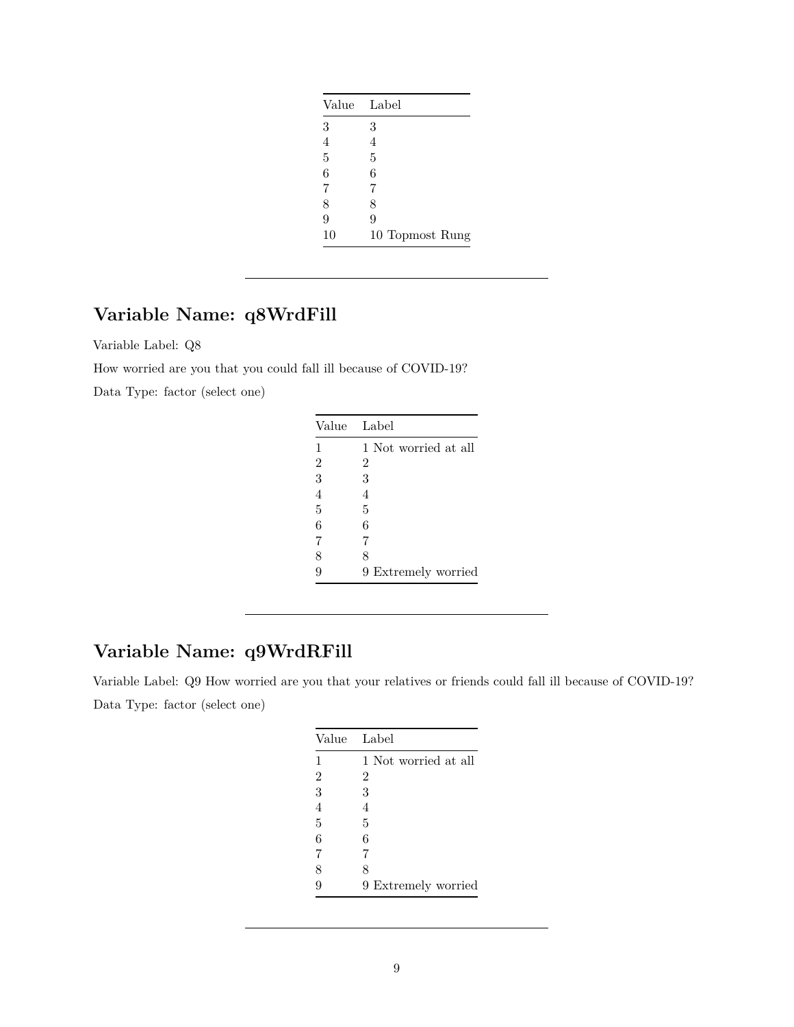| Value | Label |
|---|---|
| 3 | 3 |
| 4 | 4 |
| 5 | 5 |
| 6 | 6 |
| 7 | 7 |
| 8 | 8 |
| 9 | 9 |
| 10 | 10 Topmost Rung |

---

## Variable Name: q8WrdFill

Variable Label: Q8

How worried are you that you could fall ill because of COVID-19?

Data Type: factor (select one)

| Value | Label |
|---|---|
| 1 | 1 Not worried at all |
| 2 | 2 |
| 3 | 3 |
| 4 | 4 |
| 5 | 5 |
| 6 | 6 |
| 7 | 7 |
| 8 | 8 |
| 9 | 9 Extremely worried |

---

## Variable Name: q9WrdRFill

Variable Label: Q9 How worried are you that your relatives or friends could fall ill because of COVID-19?

Data Type: factor (select one)

| Value | Label |
|---|---|
| 1 | 1 Not worried at all |
| 2 | 2 |
| 3 | 3 |
| 4 | 4 |
| 5 | 5 |
| 6 | 6 |
| 7 | 7 |
| 8 | 8 |
| 9 | 9 Extremely worried |

---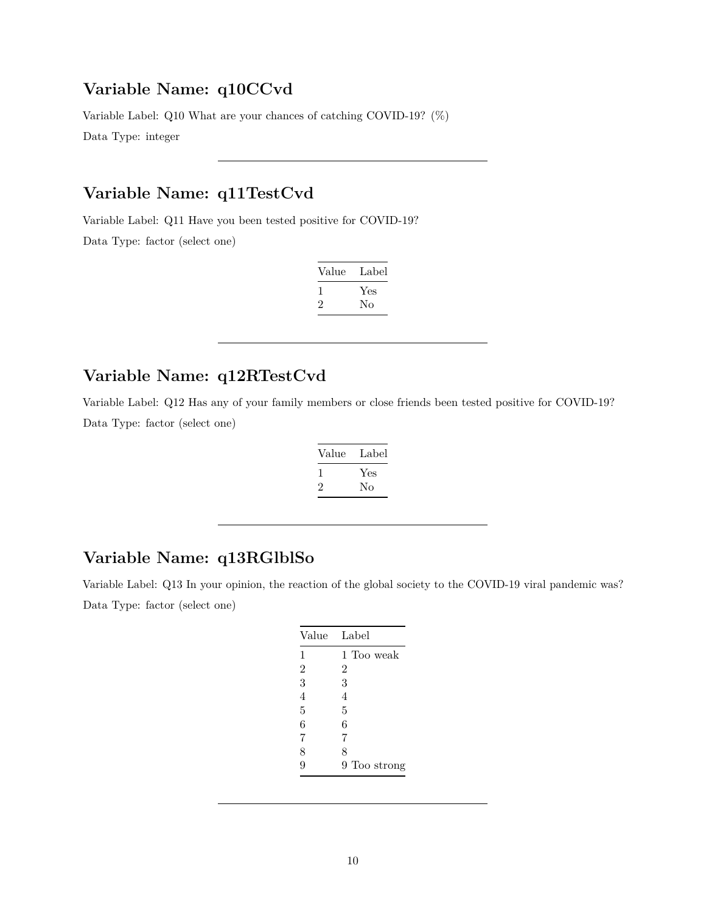## Variable Name: q10CCvd

Variable Label: Q10 What are your chances of catching COVID-19? (%)

Data Type: integer

---

## Variable Name: q11TestCvd

Variable Label: Q11 Have you been tested positive for COVID-19?

Data Type: factor (select one)

| Value | Label |
|---|---|
| 1 | Yes |
| 2 | No |

---

## Variable Name: q12RTestCvd

Variable Label: Q12 Has any of your family members or close friends been tested positive for COVID-19?

Data Type: factor (select one)

| Value | Label |
|---|---|
| 1 | Yes |
| 2 | No |

---

## Variable Name: q13RGlblSo

Variable Label: Q13 In your opinion, the reaction of the global society to the COVID-19 viral pandemic was?

Data Type: factor (select one)

| Value | Label |
|---|---|
| 1 | 1 Too weak |
| 2 | 2 |
| 3 | 3 |
| 4 | 4 |
| 5 | 5 |
| 6 | 6 |
| 7 | 7 |
| 8 | 8 |
| 9 | 9 Too strong |

---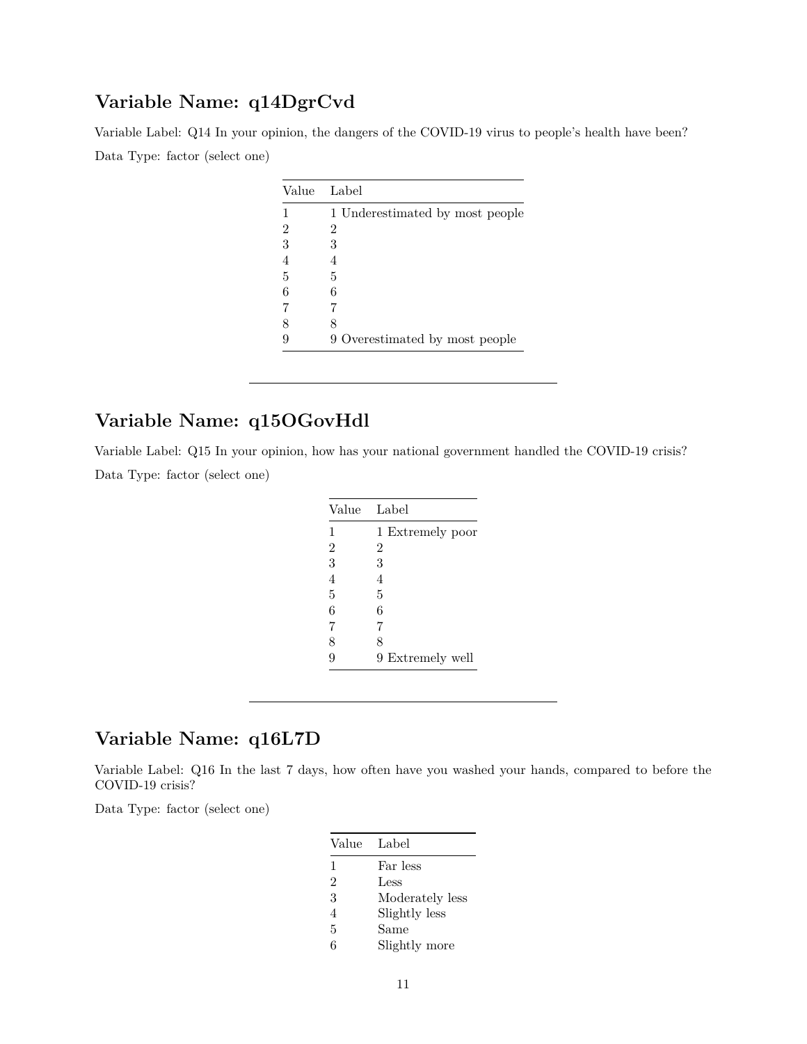## Variable Name: q14DgrCvd

Variable Label: Q14 In your opinion, the dangers of the COVID-19 virus to people's health have been?

Data Type: factor (select one)

| Value | Label |
|---|---|
| 1 | 1 Underestimated by most people |
| 2 | 2 |
| 3 | 3 |
| 4 | 4 |
| 5 | 5 |
| 6 | 6 |
| 7 | 7 |
| 8 | 8 |
| 9 | 9 Overestimated by most people |

---

## Variable Name: q15OGovHdl

Variable Label: Q15 In your opinion, how has your national government handled the COVID-19 crisis?

Data Type: factor (select one)

| Value | Label |
|---|---|
| 1 | 1 Extremely poor |
| 2 | 2 |
| 3 | 3 |
| 4 | 4 |
| 5 | 5 |
| 6 | 6 |
| 7 | 7 |
| 8 | 8 |
| 9 | 9 Extremely well |

---

## Variable Name: q16L7D

Variable Label: Q16 In the last 7 days, how often have you washed your hands, compared to before the COVID-19 crisis?

Data Type: factor (select one)

| Value | Label |
|---|---|
| 1 | Far less |
| 2 | Less |
| 3 | Moderately less |
| 4 | Slightly less |
| 5 | Same |
| 6 | Slightly more |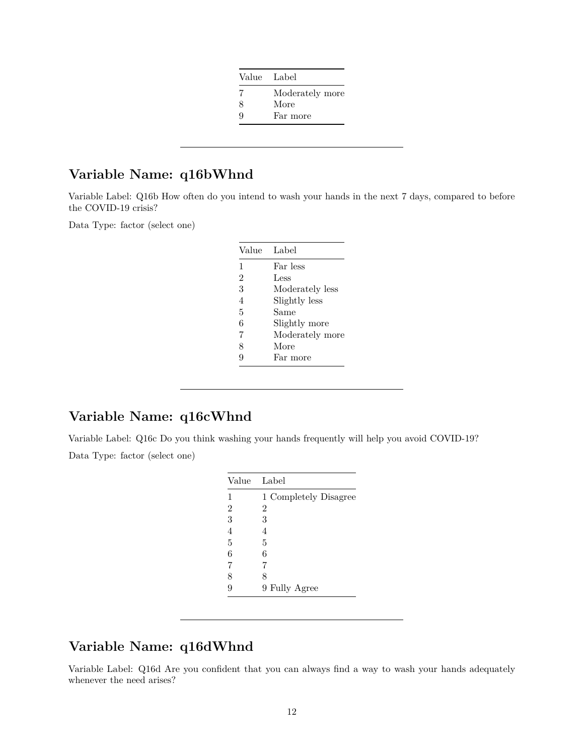| Value | Label |
|---|---|
| 7 | Moderately more |
| 8 | More |
| 9 | Far more |

---

## Variable Name: q16bWhnd

Variable Label: Q16b How often do you intend to wash your hands in the next 7 days, compared to before the COVID-19 crisis?

Data Type: factor (select one)

| Value | Label |
|---|---|
| 1 | Far less |
| 2 | Less |
| 3 | Moderately less |
| 4 | Slightly less |
| 5 | Same |
| 6 | Slightly more |
| 7 | Moderately more |
| 8 | More |
| 9 | Far more |

---

## Variable Name: q16cWhnd

Variable Label: Q16c Do you think washing your hands frequently will help you avoid COVID-19?

Data Type: factor (select one)

| Value | Label |
|---|---|
| 1 | 1 Completely Disagree |
| 2 | 2 |
| 3 | 3 |
| 4 | 4 |
| 5 | 5 |
| 6 | 6 |
| 7 | 7 |
| 8 | 8 |
| 9 | 9 Fully Agree |

---

## Variable Name: q16dWhnd

Variable Label: Q16d Are you confident that you can always find a way to wash your hands adequately whenever the need arises?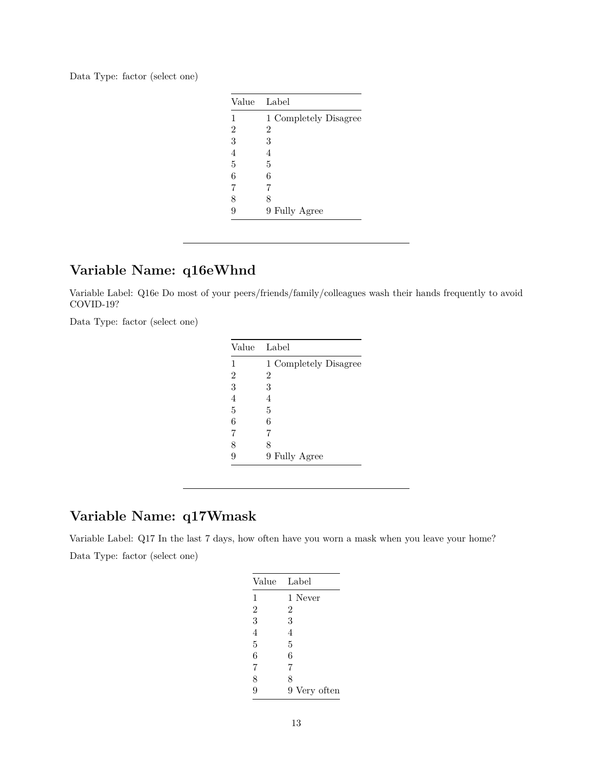Data Type: factor (select one)

| Value | Label |
|---|---|
| 1 | 1 Completely Disagree |
| 2 | 2 |
| 3 | 3 |
| 4 | 4 |
| 5 | 5 |
| 6 | 6 |
| 7 | 7 |
| 8 | 8 |
| 9 | 9 Fully Agree |

---

## Variable Name: q16eWhnd

Variable Label: Q16e Do most of your peers/friends/family/colleagues wash their hands frequently to avoid COVID-19?

Data Type: factor (select one)

| Value | Label |
|---|---|
| 1 | 1 Completely Disagree |
| 2 | 2 |
| 3 | 3 |
| 4 | 4 |
| 5 | 5 |
| 6 | 6 |
| 7 | 7 |
| 8 | 8 |
| 9 | 9 Fully Agree |

---

## Variable Name: q17Wmask

Variable Label: Q17 In the last 7 days, how often have you worn a mask when you leave your home?

Data Type: factor (select one)

| Value | Label |
|---|---|
| 1 | 1 Never |
| 2 | 2 |
| 3 | 3 |
| 4 | 4 |
| 5 | 5 |
| 6 | 6 |
| 7 | 7 |
| 8 | 8 |
| 9 | 9 Very often |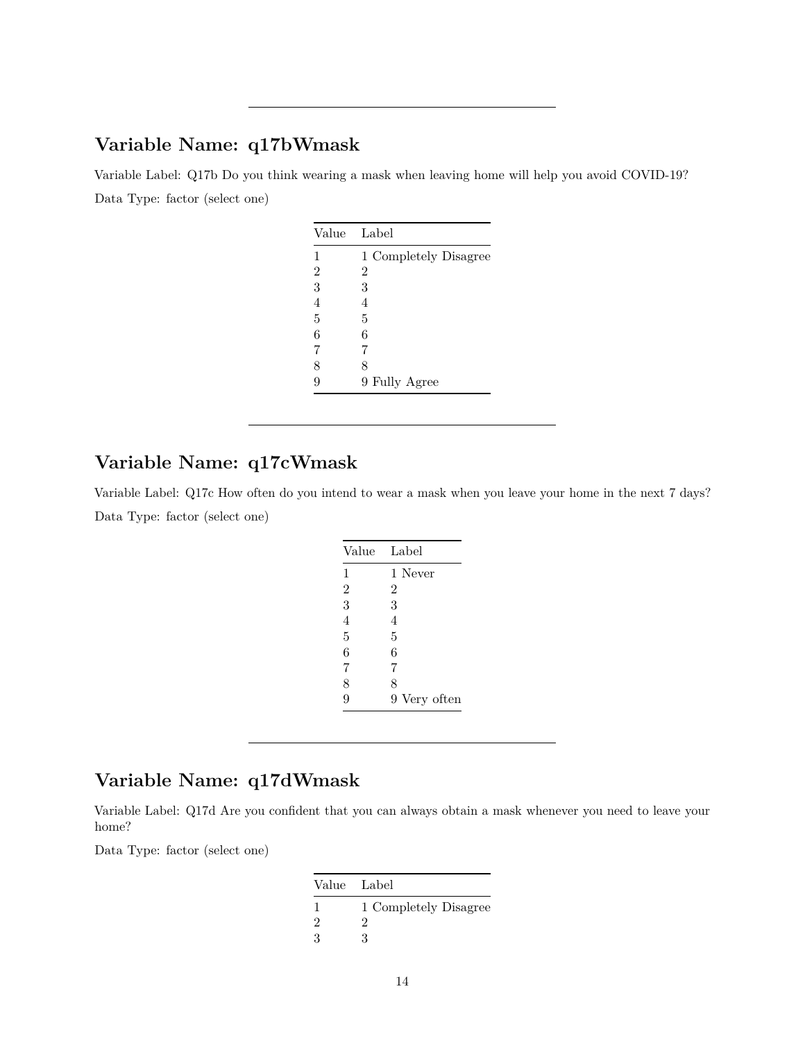---

## Variable Name: q17bWmask

Variable Label: Q17b Do you think wearing a mask when leaving home will help you avoid COVID-19?

Data Type: factor (select one)

| Value | Label |
|---|---|
| 1 | 1 Completely Disagree |
| 2 | 2 |
| 3 | 3 |
| 4 | 4 |
| 5 | 5 |
| 6 | 6 |
| 7 | 7 |
| 8 | 8 |
| 9 | 9 Fully Agree |

---

## Variable Name: q17cWmask

Variable Label: Q17c How often do you intend to wear a mask when you leave your home in the next 7 days?

Data Type: factor (select one)

| Value | Label |
|---|---|
| 1 | 1 Never |
| 2 | 2 |
| 3 | 3 |
| 4 | 4 |
| 5 | 5 |
| 6 | 6 |
| 7 | 7 |
| 8 | 8 |
| 9 | 9 Very often |

---

## Variable Name: q17dWmask

Variable Label: Q17d Are you confident that you can always obtain a mask whenever you need to leave your home?

Data Type: factor (select one)

| Value | Label |
|---|---|
| 1 | 1 Completely Disagree |
| 2 | 2 |
| 3 | 3 |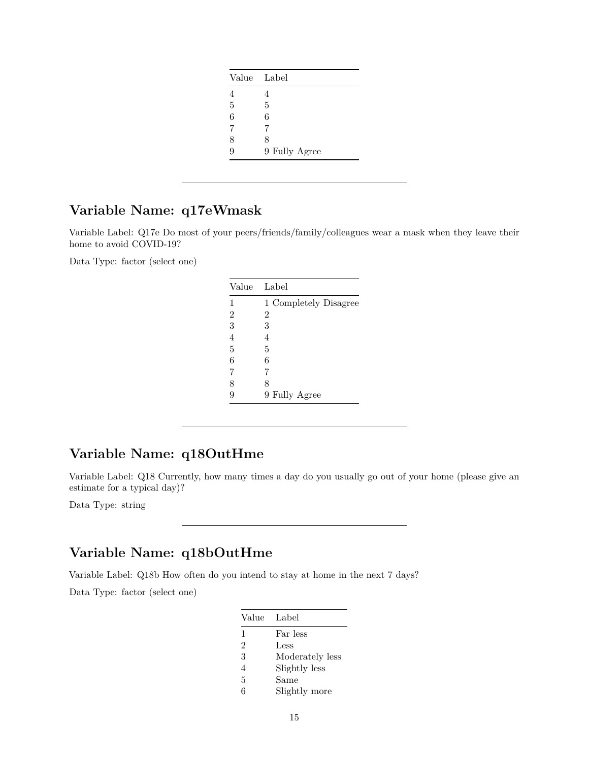| Value | Label |
|---|---|
| 4 | 4 |
| 5 | 5 |
| 6 | 6 |
| 7 | 7 |
| 8 | 8 |
| 9 | 9 Fully Agree |

---

## Variable Name: q17eWmask

Variable Label: Q17e Do most of your peers/friends/family/colleagues wear a mask when they leave their home to avoid COVID-19?

Data Type: factor (select one)

| Value | Label |
|---|---|
| 1 | 1 Completely Disagree |
| 2 | 2 |
| 3 | 3 |
| 4 | 4 |
| 5 | 5 |
| 6 | 6 |
| 7 | 7 |
| 8 | 8 |
| 9 | 9 Fully Agree |

---

## Variable Name: q18OutHme

Variable Label: Q18 Currently, how many times a day do you usually go out of your home (please give an estimate for a typical day)?

Data Type: string

---

## Variable Name: q18bOutHme

Variable Label: Q18b How often do you intend to stay at home in the next 7 days?

Data Type: factor (select one)

| Value | Label |
|---|---|
| 1 | Far less |
| 2 | Less |
| 3 | Moderately less |
| 4 | Slightly less |
| 5 | Same |
| 6 | Slightly more |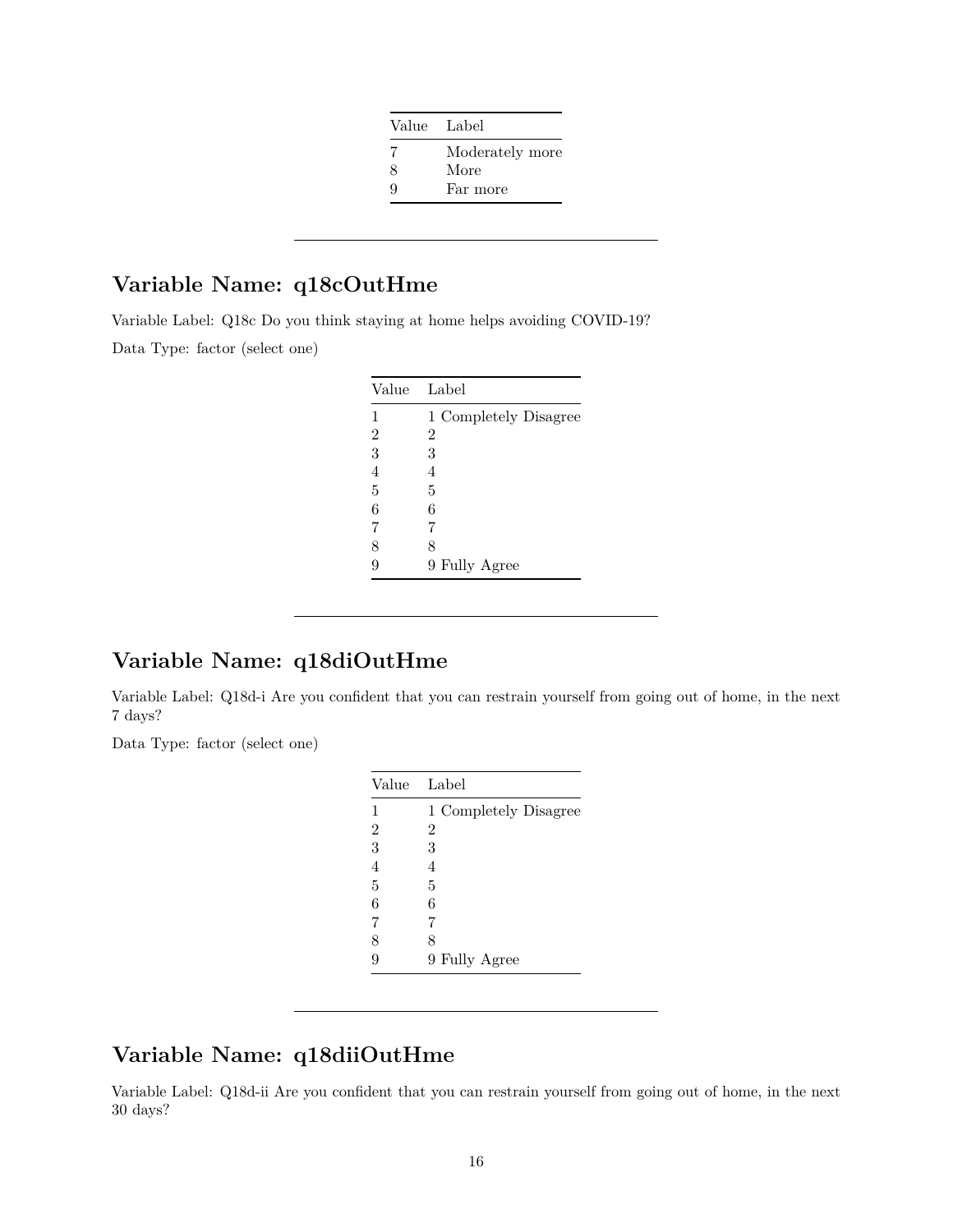| Value | Label |
|---|---|
| 7 | Moderately more |
| 8 | More |
| 9 | Far more |

---

## Variable Name: q18cOutHme

Variable Label: Q18c Do you think staying at home helps avoiding COVID-19?

Data Type: factor (select one)

| Value | Label |
|---|---|
| 1 | 1 Completely Disagree |
| 2 | 2 |
| 3 | 3 |
| 4 | 4 |
| 5 | 5 |
| 6 | 6 |
| 7 | 7 |
| 8 | 8 |
| 9 | 9 Fully Agree |

---

## Variable Name: q18diOutHme

Variable Label: Q18d-i Are you confident that you can restrain yourself from going out of home, in the next 7 days?

Data Type: factor (select one)

| Value | Label |
|---|---|
| 1 | 1 Completely Disagree |
| 2 | 2 |
| 3 | 3 |
| 4 | 4 |
| 5 | 5 |
| 6 | 6 |
| 7 | 7 |
| 8 | 8 |
| 9 | 9 Fully Agree |

---

## Variable Name: q18diiOutHme

Variable Label: Q18d-ii Are you confident that you can restrain yourself from going out of home, in the next 30 days?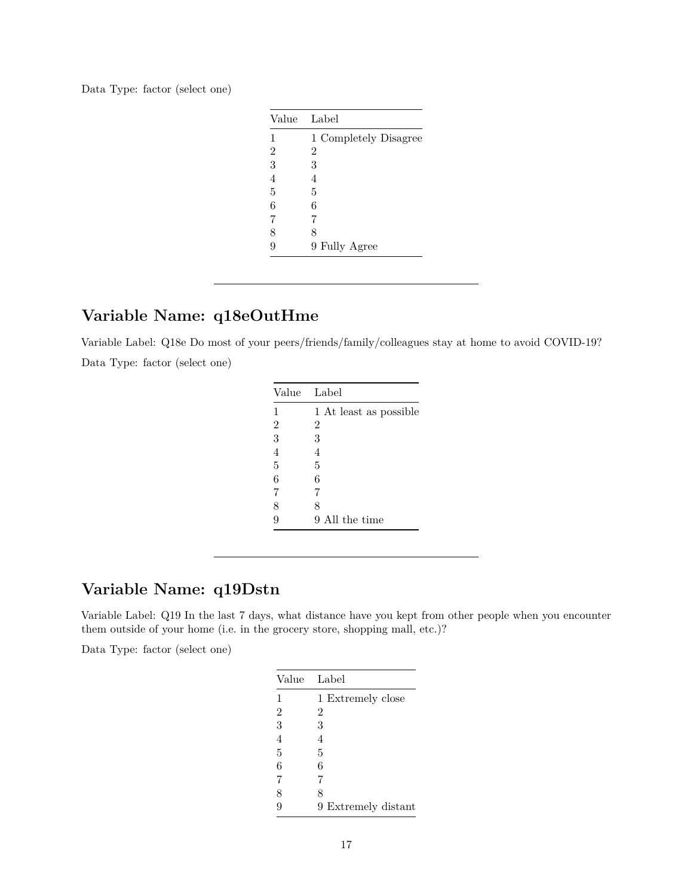Data Type: factor (select one)

| Value | Label |
|---|---|
| 1 | 1 Completely Disagree |
| 2 | 2 |
| 3 | 3 |
| 4 | 4 |
| 5 | 5 |
| 6 | 6 |
| 7 | 7 |
| 8 | 8 |
| 9 | 9 Fully Agree |

---

## Variable Name: q18eOutHme

Variable Label: Q18e Do most of your peers/friends/family/colleagues stay at home to avoid COVID-19?

Data Type: factor (select one)

| Value | Label |
|---|---|
| 1 | 1 At least as possible |
| 2 | 2 |
| 3 | 3 |
| 4 | 4 |
| 5 | 5 |
| 6 | 6 |
| 7 | 7 |
| 8 | 8 |
| 9 | 9 All the time |

---

## Variable Name: q19Dstn

Variable Label: Q19 In the last 7 days, what distance have you kept from other people when you encounter them outside of your home (i.e. in the grocery store, shopping mall, etc.)?

Data Type: factor (select one)

| Value | Label |
|---|---|
| 1 | 1 Extremely close |
| 2 | 2 |
| 3 | 3 |
| 4 | 4 |
| 5 | 5 |
| 6 | 6 |
| 7 | 7 |
| 8 | 8 |
| 9 | 9 Extremely distant |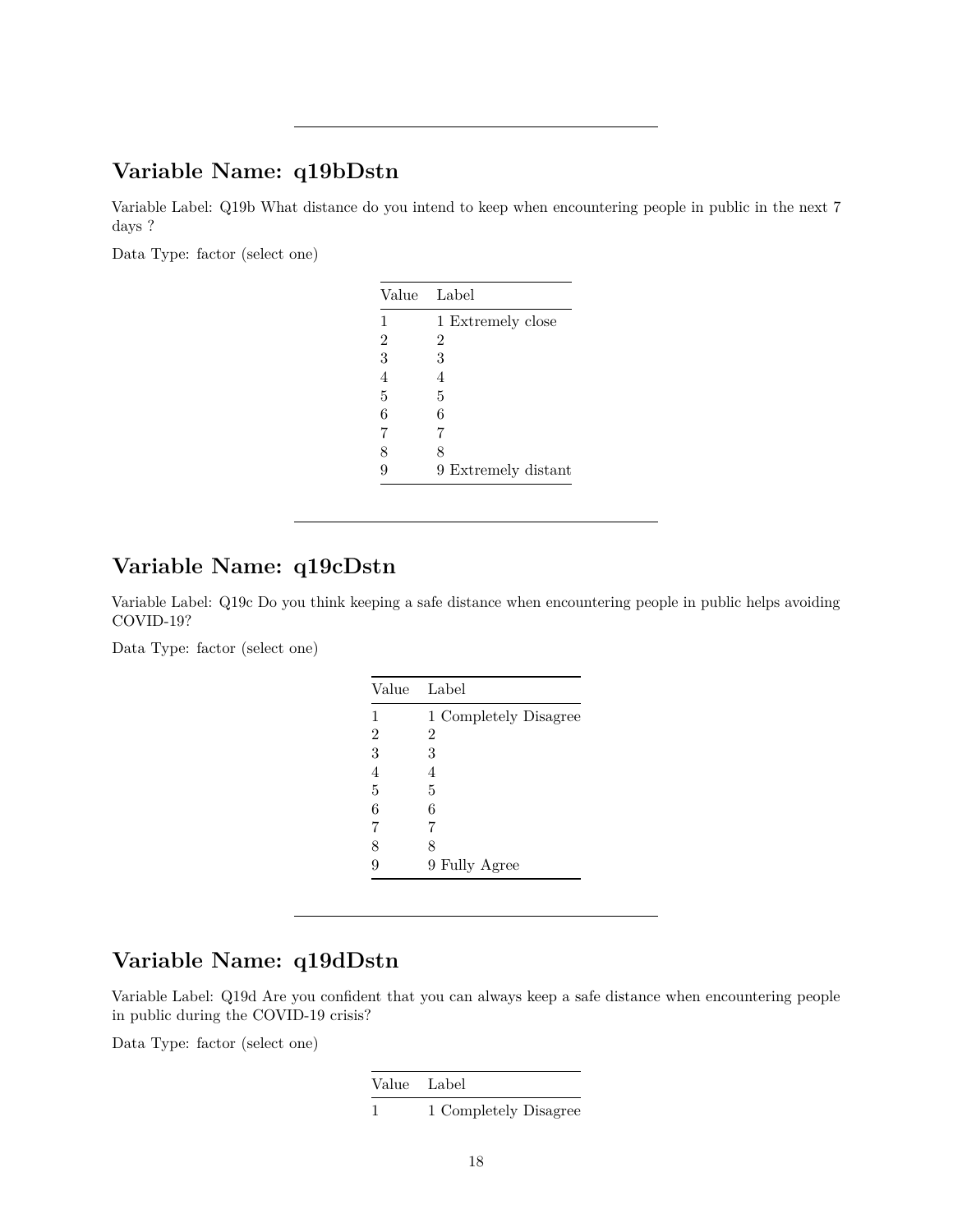---

## Variable Name: q19bDstn

Variable Label: Q19b What distance do you intend to keep when encountering people in public in the next 7 days ?

Data Type: factor (select one)

| Value | Label |
|---|---|
| 1 | 1 Extremely close |
| 2 | 2 |
| 3 | 3 |
| 4 | 4 |
| 5 | 5 |
| 6 | 6 |
| 7 | 7 |
| 8 | 8 |
| 9 | 9 Extremely distant |

---

## Variable Name: q19cDstn

Variable Label: Q19c Do you think keeping a safe distance when encountering people in public helps avoiding COVID-19?

Data Type: factor (select one)

| Value | Label |
|---|---|
| 1 | 1 Completely Disagree |
| 2 | 2 |
| 3 | 3 |
| 4 | 4 |
| 5 | 5 |
| 6 | 6 |
| 7 | 7 |
| 8 | 8 |
| 9 | 9 Fully Agree |

---

## Variable Name: q19dDstn

Variable Label: Q19d Are you confident that you can always keep a safe distance when encountering people in public during the COVID-19 crisis?

Data Type: factor (select one)

| Value | Label |
|---|---|
| 1 | 1 Completely Disagree |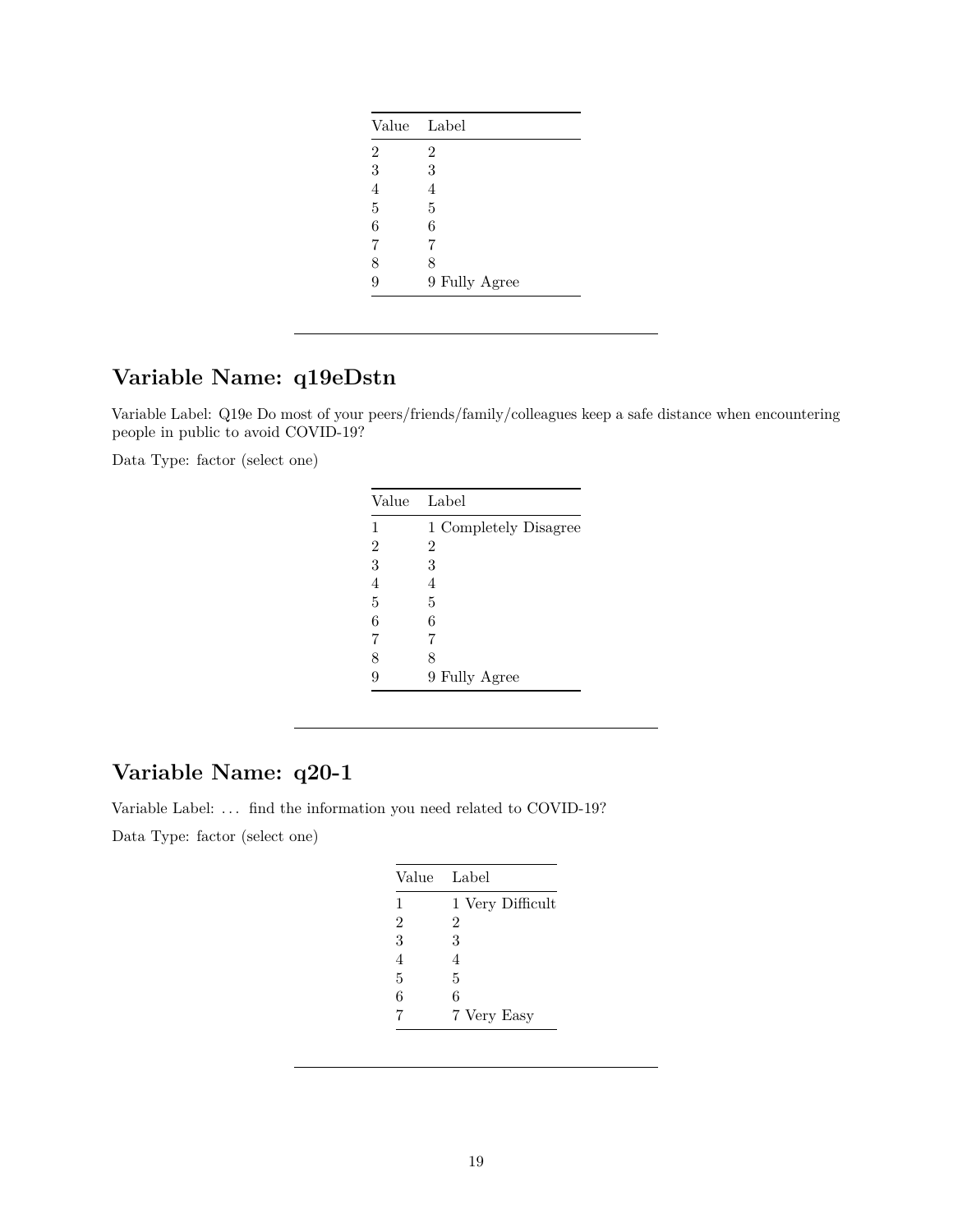| Value | Label |
|---|---|
| 2 | 2 |
| 3 | 3 |
| 4 | 4 |
| 5 | 5 |
| 6 | 6 |
| 7 | 7 |
| 8 | 8 |
| 9 | 9 Fully Agree |

---

## Variable Name: q19eDstn

Variable Label: Q19e Do most of your peers/friends/family/colleagues keep a safe distance when encountering people in public to avoid COVID-19?

Data Type: factor (select one)

| Value | Label |
|---|---|
| 1 | 1 Completely Disagree |
| 2 | 2 |
| 3 | 3 |
| 4 | 4 |
| 5 | 5 |
| 6 | 6 |
| 7 | 7 |
| 8 | 8 |
| 9 | 9 Fully Agree |

---

## Variable Name: q20-1

Variable Label: … find the information you need related to COVID-19?

Data Type: factor (select one)

| Value | Label |
|---|---|
| 1 | 1 Very Difficult |
| 2 | 2 |
| 3 | 3 |
| 4 | 4 |
| 5 | 5 |
| 6 | 6 |
| 7 | 7 Very Easy |

---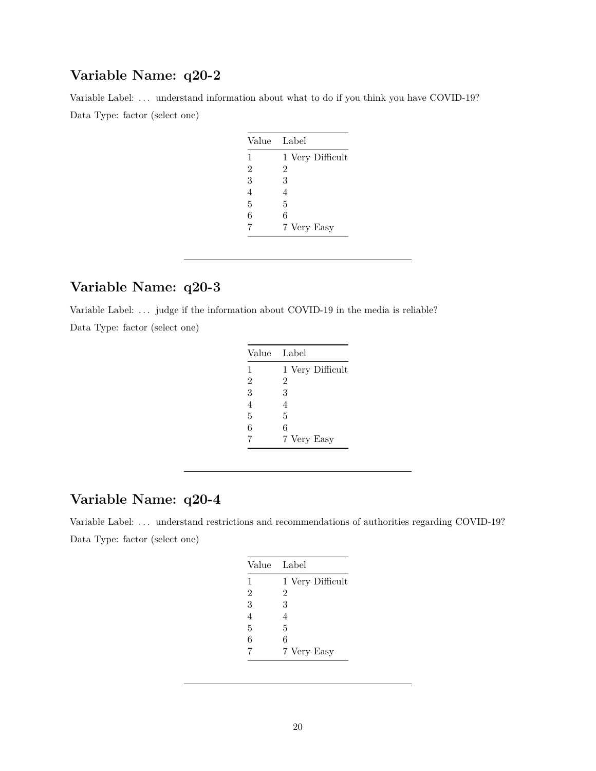## Variable Name: q20-2

Variable Label: … understand information about what to do if you think you have COVID-19?

Data Type: factor (select one)

| Value | Label |
|---|---|
| 1 | 1 Very Difficult |
| 2 | 2 |
| 3 | 3 |
| 4 | 4 |
| 5 | 5 |
| 6 | 6 |
| 7 | 7 Very Easy |

---

## Variable Name: q20-3

Variable Label: … judge if the information about COVID-19 in the media is reliable?

Data Type: factor (select one)

| Value | Label |
|---|---|
| 1 | 1 Very Difficult |
| 2 | 2 |
| 3 | 3 |
| 4 | 4 |
| 5 | 5 |
| 6 | 6 |
| 7 | 7 Very Easy |

---

## Variable Name: q20-4

Variable Label: … understand restrictions and recommendations of authorities regarding COVID-19?

Data Type: factor (select one)

| Value | Label |
|---|---|
| 1 | 1 Very Difficult |
| 2 | 2 |
| 3 | 3 |
| 4 | 4 |
| 5 | 5 |
| 6 | 6 |
| 7 | 7 Very Easy |

---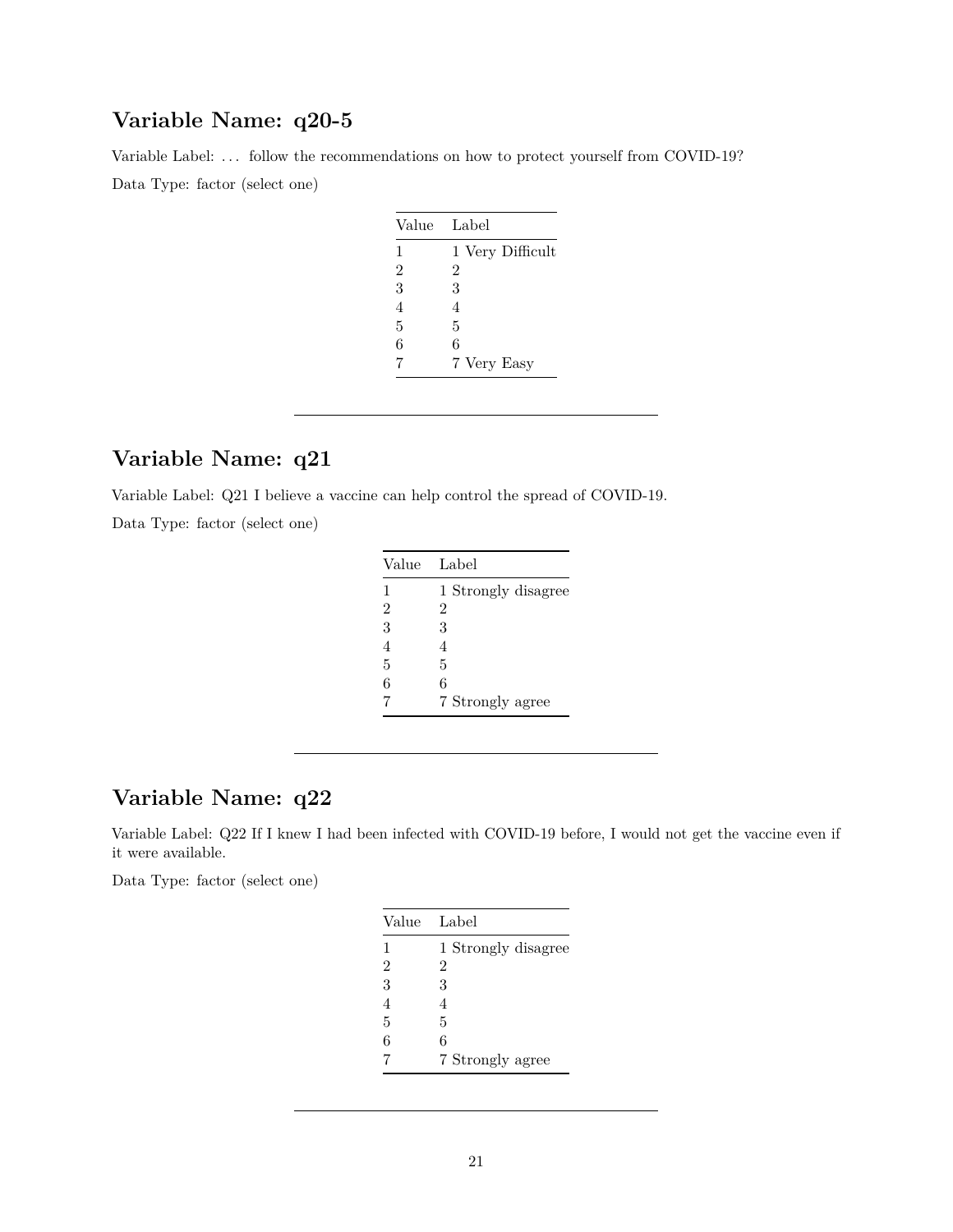## Variable Name: q20-5

Variable Label: … follow the recommendations on how to protect yourself from COVID-19?

Data Type: factor (select one)

| Value | Label |
|---|---|
| 1 | 1 Very Difficult |
| 2 | 2 |
| 3 | 3 |
| 4 | 4 |
| 5 | 5 |
| 6 | 6 |
| 7 | 7 Very Easy |

---

## Variable Name: q21

Variable Label: Q21 I believe a vaccine can help control the spread of COVID-19.

Data Type: factor (select one)

| Value | Label |
|---|---|
| 1 | 1 Strongly disagree |
| 2 | 2 |
| 3 | 3 |
| 4 | 4 |
| 5 | 5 |
| 6 | 6 |
| 7 | 7 Strongly agree |

---

## Variable Name: q22

Variable Label: Q22 If I knew I had been infected with COVID-19 before, I would not get the vaccine even if it were available.

Data Type: factor (select one)

| Value | Label |
|---|---|
| 1 | 1 Strongly disagree |
| 2 | 2 |
| 3 | 3 |
| 4 | 4 |
| 5 | 5 |
| 6 | 6 |
| 7 | 7 Strongly agree |

---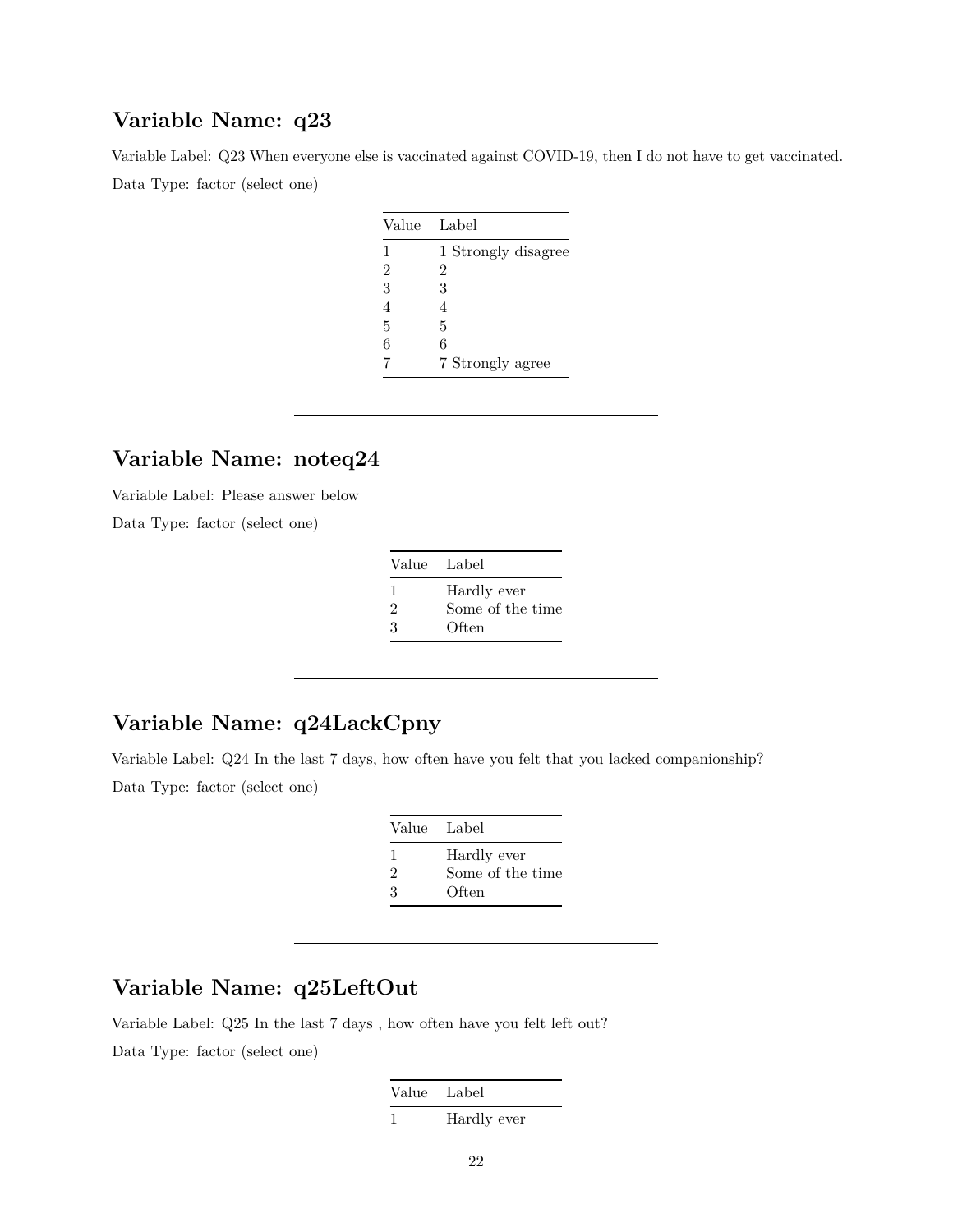## Variable Name: q23

Variable Label: Q23 When everyone else is vaccinated against COVID-19, then I do not have to get vaccinated.

Data Type: factor (select one)

| Value | Label |
|---|---|
| 1 | 1 Strongly disagree |
| 2 | 2 |
| 3 | 3 |
| 4 | 4 |
| 5 | 5 |
| 6 | 6 |
| 7 | 7 Strongly agree |

---

## Variable Name: noteq24

Variable Label: Please answer below

Data Type: factor (select one)

| Value | Label |
|---|---|
| 1 | Hardly ever |
| 2 | Some of the time |
| 3 | Often |

---

## Variable Name: q24LackCpny

Variable Label: Q24 In the last 7 days, how often have you felt that you lacked companionship?

Data Type: factor (select one)

| Value | Label |
|---|---|
| 1 | Hardly ever |
| 2 | Some of the time |
| 3 | Often |

---

## Variable Name: q25LeftOut

Variable Label: Q25 In the last 7 days , how often have you felt left out?

Data Type: factor (select one)

| Value | Label |
|---|---|
| 1 | Hardly ever |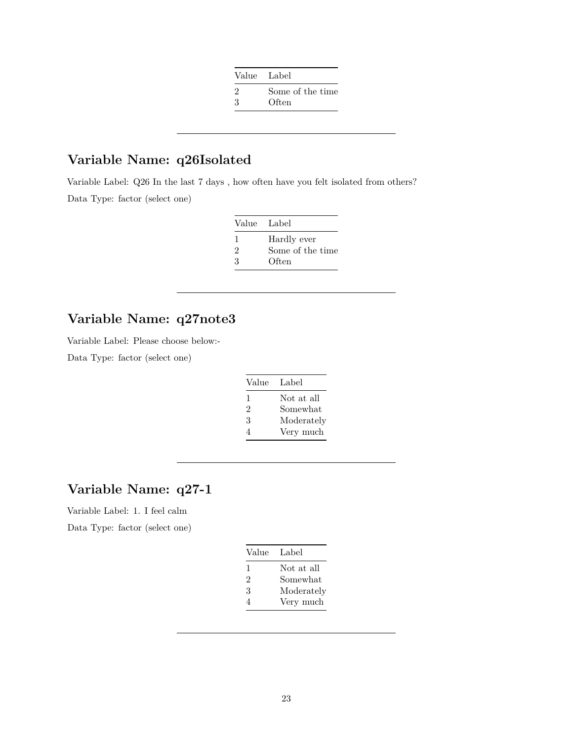| Value | Label |
|---|---|
| 2 | Some of the time |
| 3 | Often |

---

## Variable Name: q26Isolated

Variable Label: Q26 In the last 7 days , how often have you felt isolated from others?

Data Type: factor (select one)

| Value | Label |
|---|---|
| 1 | Hardly ever |
| 2 | Some of the time |
| 3 | Often |

---

## Variable Name: q27note3

Variable Label: Please choose below:-

Data Type: factor (select one)

| Value | Label |
|---|---|
| 1 | Not at all |
| 2 | Somewhat |
| 3 | Moderately |
| 4 | Very much |

---

## Variable Name: q27-1

Variable Label: 1. I feel calm

Data Type: factor (select one)

| Value | Label |
|---|---|
| 1 | Not at all |
| 2 | Somewhat |
| 3 | Moderately |
| 4 | Very much |

---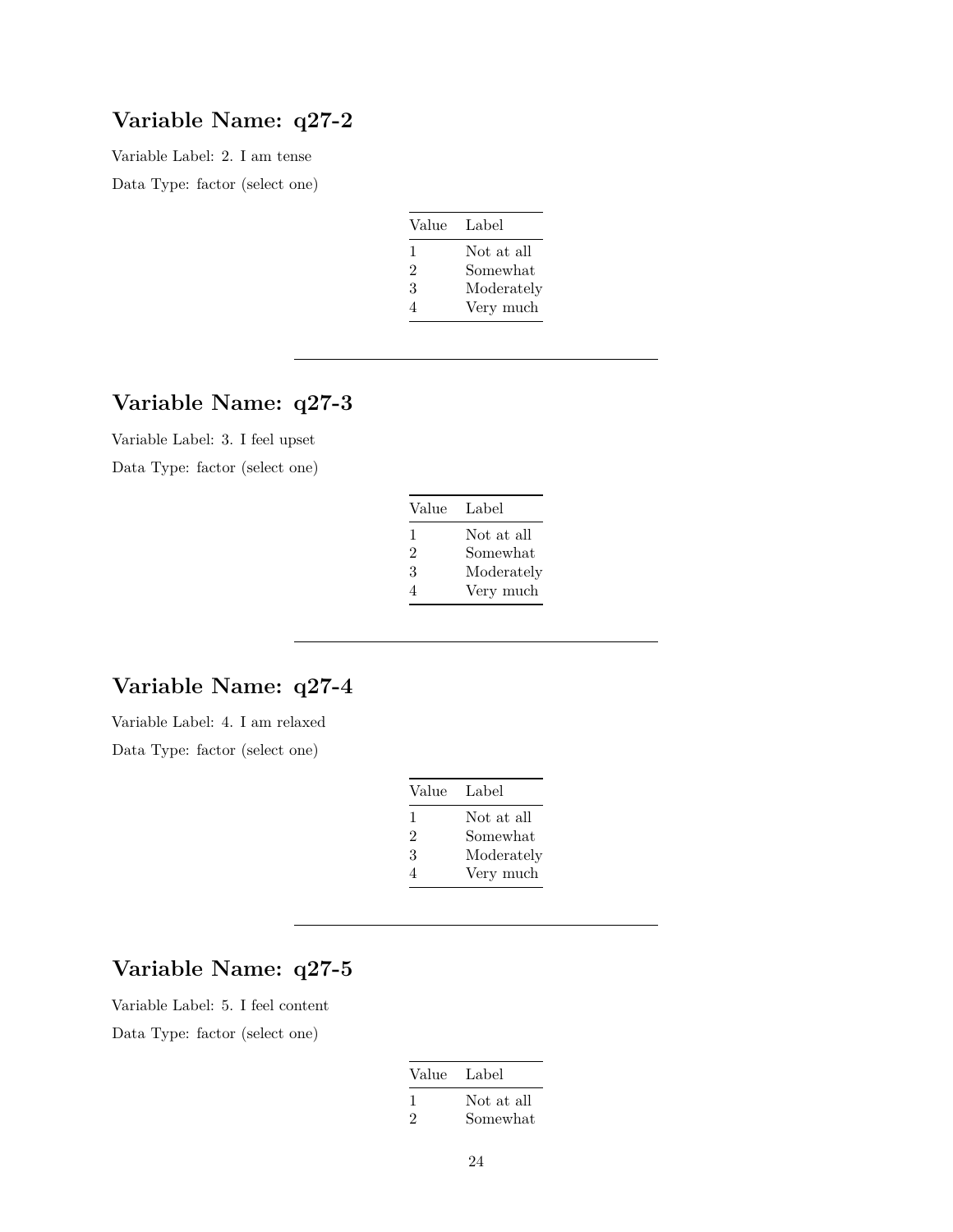## Variable Name: q27-2

Variable Label: 2. I am tense

Data Type: factor (select one)

| Value | Label |
|---|---|
| 1 | Not at all |
| 2 | Somewhat |
| 3 | Moderately |
| 4 | Very much |

---

## Variable Name: q27-3

Variable Label: 3. I feel upset

Data Type: factor (select one)

| Value | Label |
|---|---|
| 1 | Not at all |
| 2 | Somewhat |
| 3 | Moderately |
| 4 | Very much |

---

## Variable Name: q27-4

Variable Label: 4. I am relaxed

Data Type: factor (select one)

| Value | Label |
|---|---|
| 1 | Not at all |
| 2 | Somewhat |
| 3 | Moderately |
| 4 | Very much |

---

## Variable Name: q27-5

Variable Label: 5. I feel content

Data Type: factor (select one)

| Value | Label |
|---|---|
| 1 | Not at all |
| 2 | Somewhat |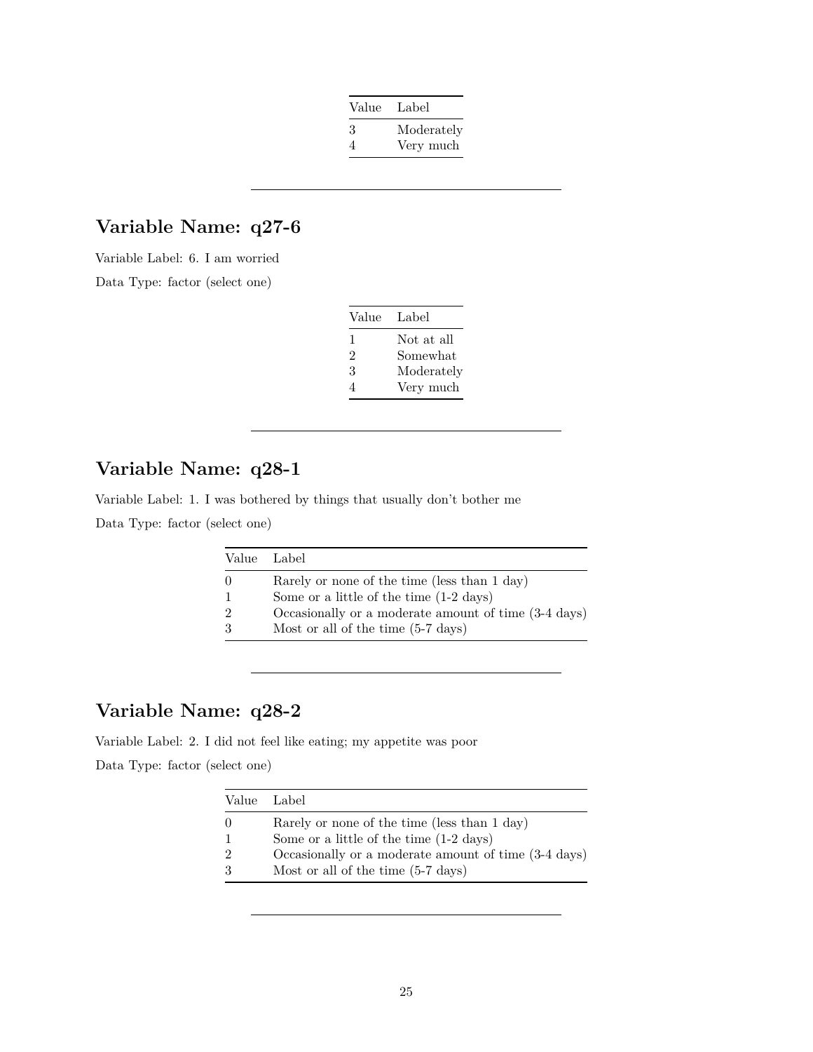| Value | Label |
|---|---|
| 3 | Moderately |
| 4 | Very much |

---

## Variable Name: q27-6

Variable Label: 6. I am worried

Data Type: factor (select one)

| Value | Label |
|---|---|
| 1 | Not at all |
| 2 | Somewhat |
| 3 | Moderately |
| 4 | Very much |

---

## Variable Name: q28-1

Variable Label: 1. I was bothered by things that usually don't bother me

Data Type: factor (select one)

| Value | Label |
|---|---|
| 0 | Rarely or none of the time (less than 1 day) |
| 1 | Some or a little of the time (1-2 days) |
| 2 | Occasionally or a moderate amount of time (3-4 days) |
| 3 | Most or all of the time (5-7 days) |

---

## Variable Name: q28-2

Variable Label: 2. I did not feel like eating; my appetite was poor

Data Type: factor (select one)

| Value | Label |
|---|---|
| 0 | Rarely or none of the time (less than 1 day) |
| 1 | Some or a little of the time (1-2 days) |
| 2 | Occasionally or a moderate amount of time (3-4 days) |
| 3 | Most or all of the time (5-7 days) |

---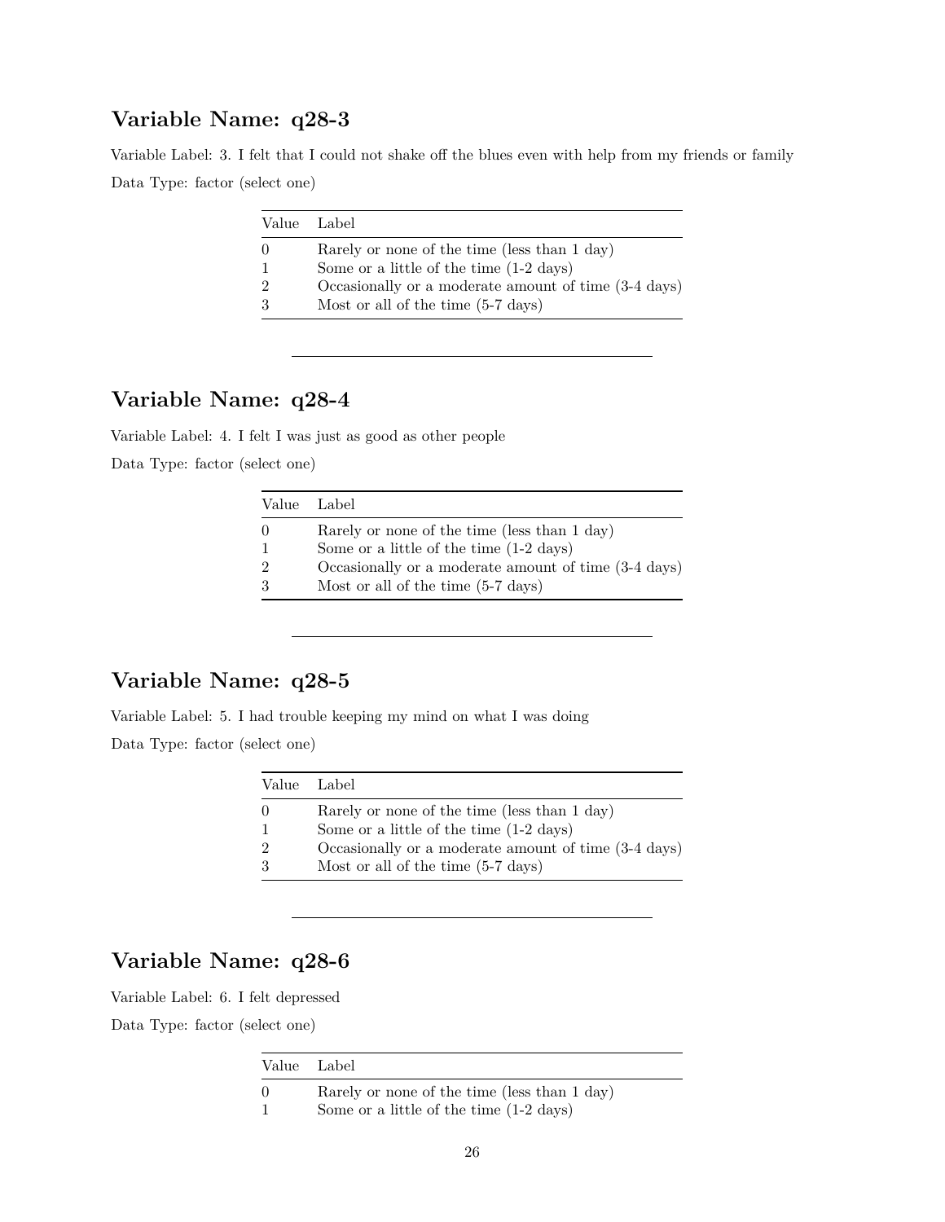## Variable Name: q28-3

Variable Label: 3. I felt that I could not shake off the blues even with help from my friends or family

Data Type: factor (select one)

| Value | Label |
|---|---|
| 0 | Rarely or none of the time (less than 1 day) |
| 1 | Some or a little of the time (1-2 days) |
| 2 | Occasionally or a moderate amount of time (3-4 days) |
| 3 | Most or all of the time (5-7 days) |

---

## Variable Name: q28-4

Variable Label: 4. I felt I was just as good as other people

Data Type: factor (select one)

| Value | Label |
|---|---|
| 0 | Rarely or none of the time (less than 1 day) |
| 1 | Some or a little of the time (1-2 days) |
| 2 | Occasionally or a moderate amount of time (3-4 days) |
| 3 | Most or all of the time (5-7 days) |

---

## Variable Name: q28-5

Variable Label: 5. I had trouble keeping my mind on what I was doing

Data Type: factor (select one)

| Value | Label |
|---|---|
| 0 | Rarely or none of the time (less than 1 day) |
| 1 | Some or a little of the time (1-2 days) |
| 2 | Occasionally or a moderate amount of time (3-4 days) |
| 3 | Most or all of the time (5-7 days) |

---

## Variable Name: q28-6

Variable Label: 6. I felt depressed

Data Type: factor (select one)

| Value | Label |
|---|---|
| 0 | Rarely or none of the time (less than 1 day) |
| 1 | Some or a little of the time (1-2 days) |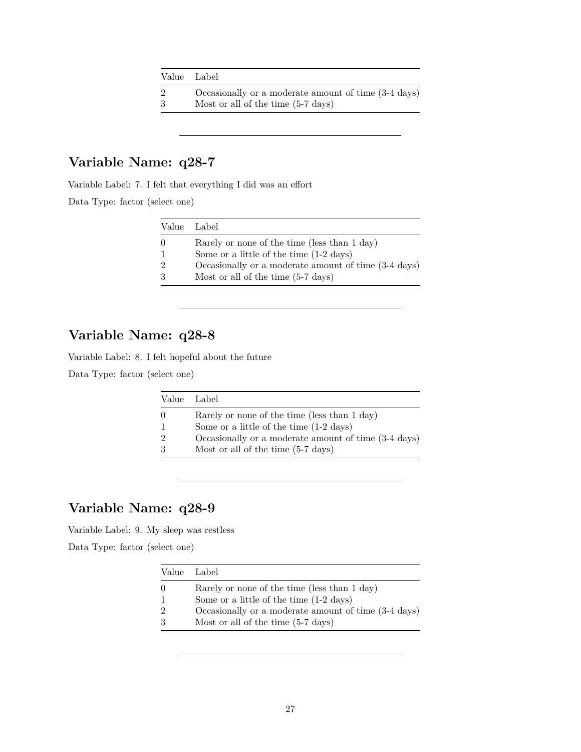| Value | Label |
|---|---|
| 2 | Occasionally or a moderate amount of time (3-4 days) |
| 3 | Most or all of the time (5-7 days) |

---

## Variable Name: q28-7

Variable Label: 7. I felt that everything I did was an effort

Data Type: factor (select one)

| Value | Label |
|---|---|
| 0 | Rarely or none of the time (less than 1 day) |
| 1 | Some or a little of the time (1-2 days) |
| 2 | Occasionally or a moderate amount of time (3-4 days) |
| 3 | Most or all of the time (5-7 days) |

---

## Variable Name: q28-8

Variable Label: 8. I felt hopeful about the future

Data Type: factor (select one)

| Value | Label |
|---|---|
| 0 | Rarely or none of the time (less than 1 day) |
| 1 | Some or a little of the time (1-2 days) |
| 2 | Occasionally or a moderate amount of time (3-4 days) |
| 3 | Most or all of the time (5-7 days) |

---

## Variable Name: q28-9

Variable Label: 9. My sleep was restless

Data Type: factor (select one)

| Value | Label |
|---|---|
| 0 | Rarely or none of the time (less than 1 day) |
| 1 | Some or a little of the time (1-2 days) |
| 2 | Occasionally or a moderate amount of time (3-4 days) |
| 3 | Most or all of the time (5-7 days) |

---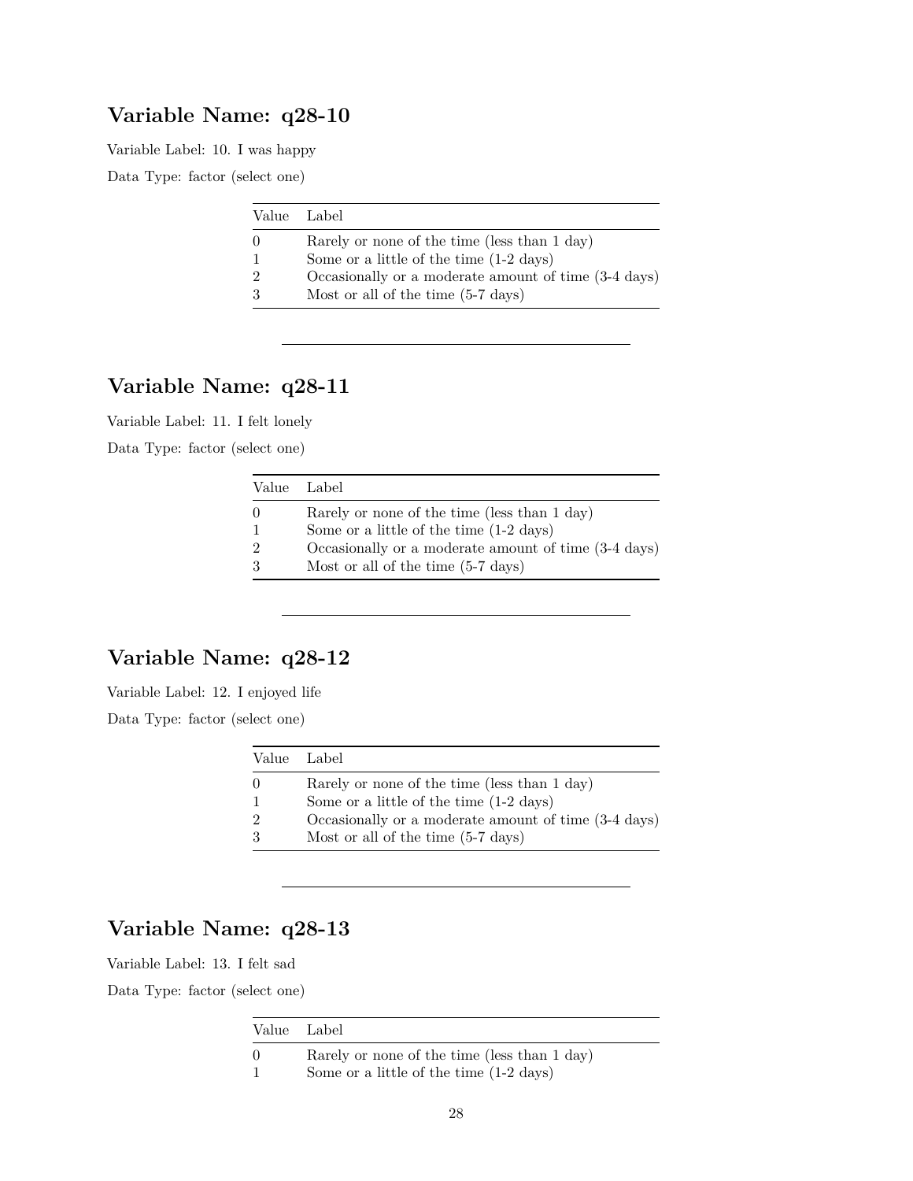## Variable Name: q28-10

Variable Label: 10. I was happy

Data Type: factor (select one)

| Value | Label |
|---|---|
| 0 | Rarely or none of the time (less than 1 day) |
| 1 | Some or a little of the time (1-2 days) |
| 2 | Occasionally or a moderate amount of time (3-4 days) |
| 3 | Most or all of the time (5-7 days) |

---

## Variable Name: q28-11

Variable Label: 11. I felt lonely

Data Type: factor (select one)

| Value | Label |
|---|---|
| 0 | Rarely or none of the time (less than 1 day) |
| 1 | Some or a little of the time (1-2 days) |
| 2 | Occasionally or a moderate amount of time (3-4 days) |
| 3 | Most or all of the time (5-7 days) |

---

## Variable Name: q28-12

Variable Label: 12. I enjoyed life

Data Type: factor (select one)

| Value | Label |
|---|---|
| 0 | Rarely or none of the time (less than 1 day) |
| 1 | Some or a little of the time (1-2 days) |
| 2 | Occasionally or a moderate amount of time (3-4 days) |
| 3 | Most or all of the time (5-7 days) |

---

## Variable Name: q28-13

Variable Label: 13. I felt sad

Data Type: factor (select one)

| Value | Label |
|---|---|
| 0 | Rarely or none of the time (less than 1 day) |
| 1 | Some or a little of the time (1-2 days) |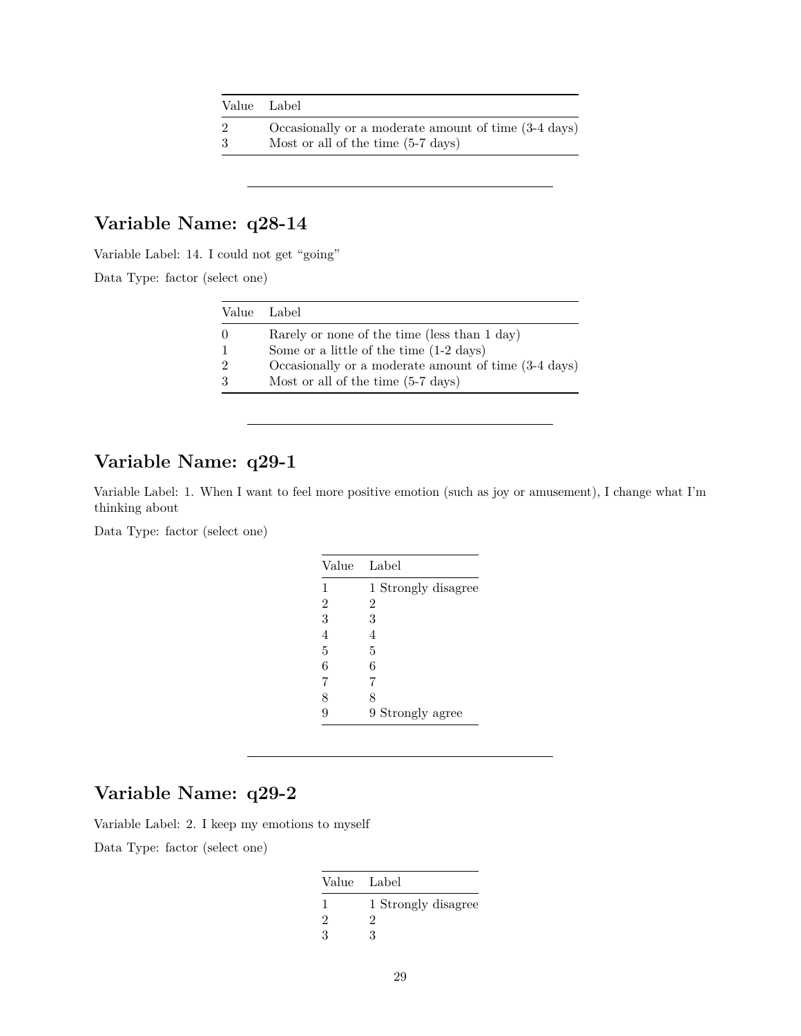| Value | Label |
|---|---|
| 2 | Occasionally or a moderate amount of time (3-4 days) |
| 3 | Most or all of the time (5-7 days) |

---

## Variable Name: q28-14

Variable Label: 14. I could not get "going"

Data Type: factor (select one)

| Value | Label |
|---|---|
| 0 | Rarely or none of the time (less than 1 day) |
| 1 | Some or a little of the time (1-2 days) |
| 2 | Occasionally or a moderate amount of time (3-4 days) |
| 3 | Most or all of the time (5-7 days) |

---

## Variable Name: q29-1

Variable Label: 1. When I want to feel more positive emotion (such as joy or amusement), I change what I'm thinking about

Data Type: factor (select one)

| Value | Label |
|---|---|
| 1 | 1 Strongly disagree |
| 2 | 2 |
| 3 | 3 |
| 4 | 4 |
| 5 | 5 |
| 6 | 6 |
| 7 | 7 |
| 8 | 8 |
| 9 | 9 Strongly agree |

---

## Variable Name: q29-2

Variable Label: 2. I keep my emotions to myself

Data Type: factor (select one)

| Value | Label |
|---|---|
| 1 | 1 Strongly disagree |
| 2 | 2 |
| 3 | 3 |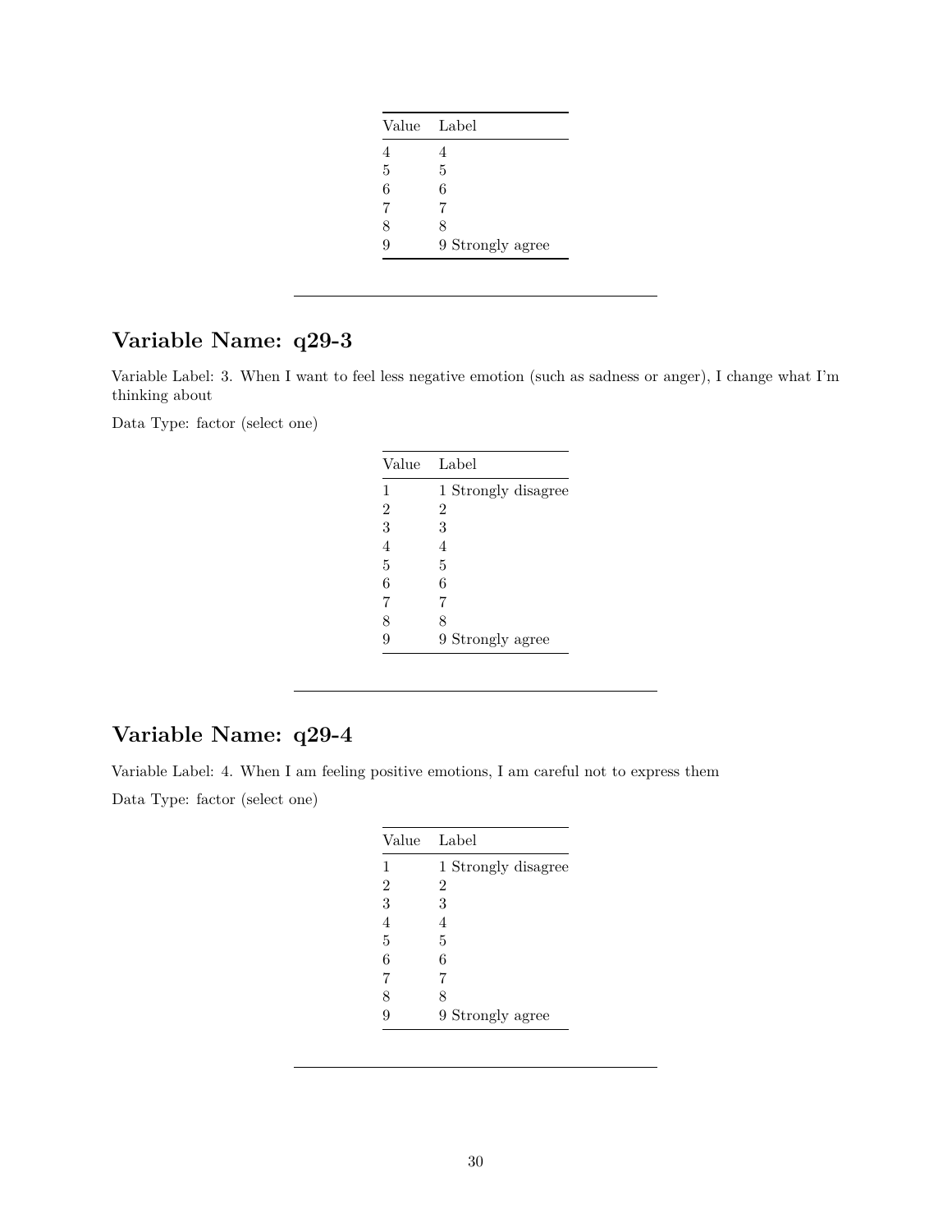| Value | Label |
|---|---|
| 4 | 4 |
| 5 | 5 |
| 6 | 6 |
| 7 | 7 |
| 8 | 8 |
| 9 | 9 Strongly agree |

---

## Variable Name: q29-3

Variable Label: 3. When I want to feel less negative emotion (such as sadness or anger), I change what I'm thinking about

Data Type: factor (select one)

| Value | Label |
|---|---|
| 1 | 1 Strongly disagree |
| 2 | 2 |
| 3 | 3 |
| 4 | 4 |
| 5 | 5 |
| 6 | 6 |
| 7 | 7 |
| 8 | 8 |
| 9 | 9 Strongly agree |

---

## Variable Name: q29-4

Variable Label: 4. When I am feeling positive emotions, I am careful not to express them

Data Type: factor (select one)

| Value | Label |
|---|---|
| 1 | 1 Strongly disagree |
| 2 | 2 |
| 3 | 3 |
| 4 | 4 |
| 5 | 5 |
| 6 | 6 |
| 7 | 7 |
| 8 | 8 |
| 9 | 9 Strongly agree |

---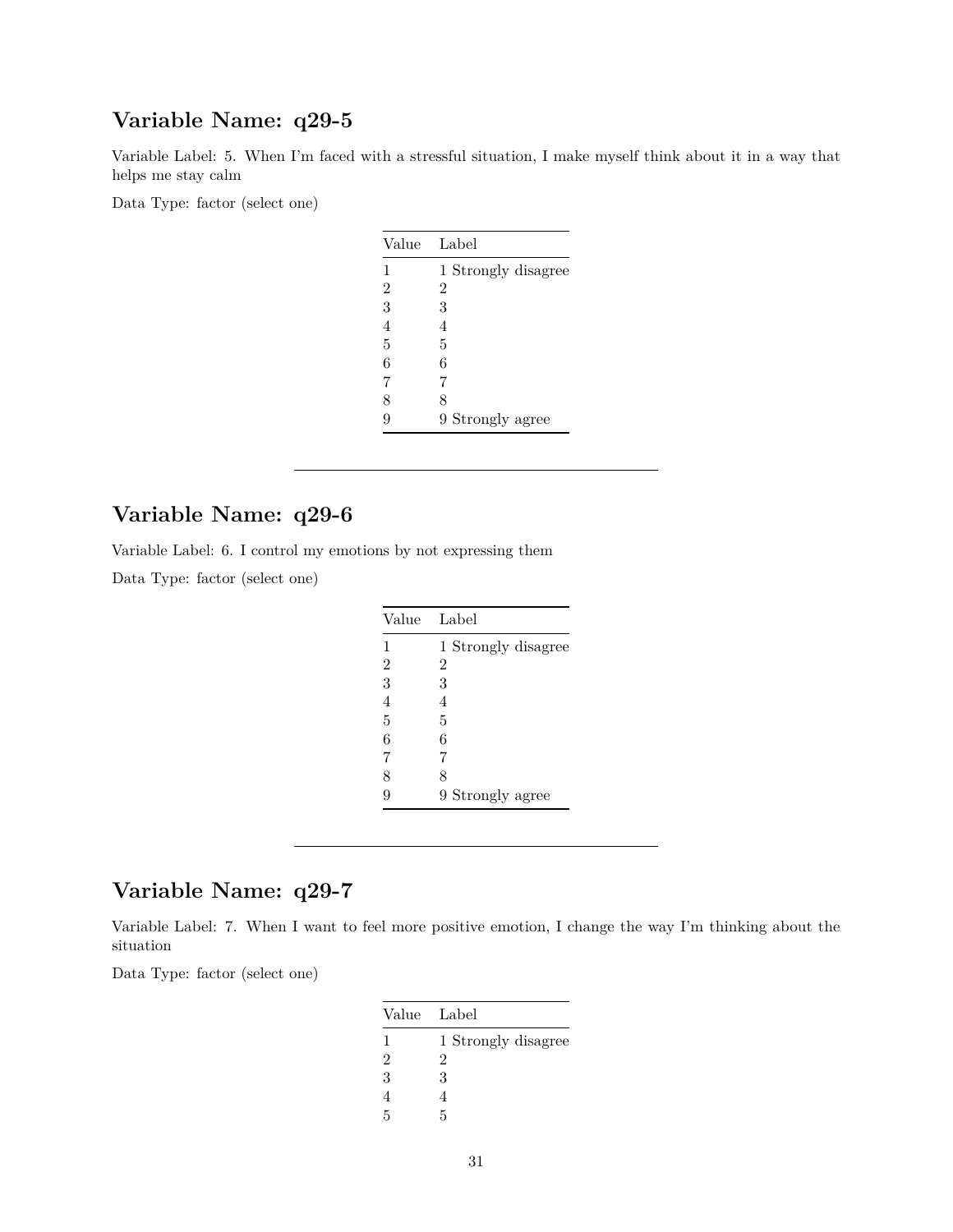## Variable Name: q29-5

Variable Label: 5. When I'm faced with a stressful situation, I make myself think about it in a way that helps me stay calm

Data Type: factor (select one)

| Value | Label |
|---|---|
| 1 | 1 Strongly disagree |
| 2 | 2 |
| 3 | 3 |
| 4 | 4 |
| 5 | 5 |
| 6 | 6 |
| 7 | 7 |
| 8 | 8 |
| 9 | 9 Strongly agree |

---

## Variable Name: q29-6

Variable Label: 6. I control my emotions by not expressing them

Data Type: factor (select one)

| Value | Label |
|---|---|
| 1 | 1 Strongly disagree |
| 2 | 2 |
| 3 | 3 |
| 4 | 4 |
| 5 | 5 |
| 6 | 6 |
| 7 | 7 |
| 8 | 8 |
| 9 | 9 Strongly agree |

---

## Variable Name: q29-7

Variable Label: 7. When I want to feel more positive emotion, I change the way I'm thinking about the situation

Data Type: factor (select one)

| Value | Label |
|---|---|
| 1 | 1 Strongly disagree |
| 2 | 2 |
| 3 | 3 |
| 4 | 4 |
| 5 | 5 |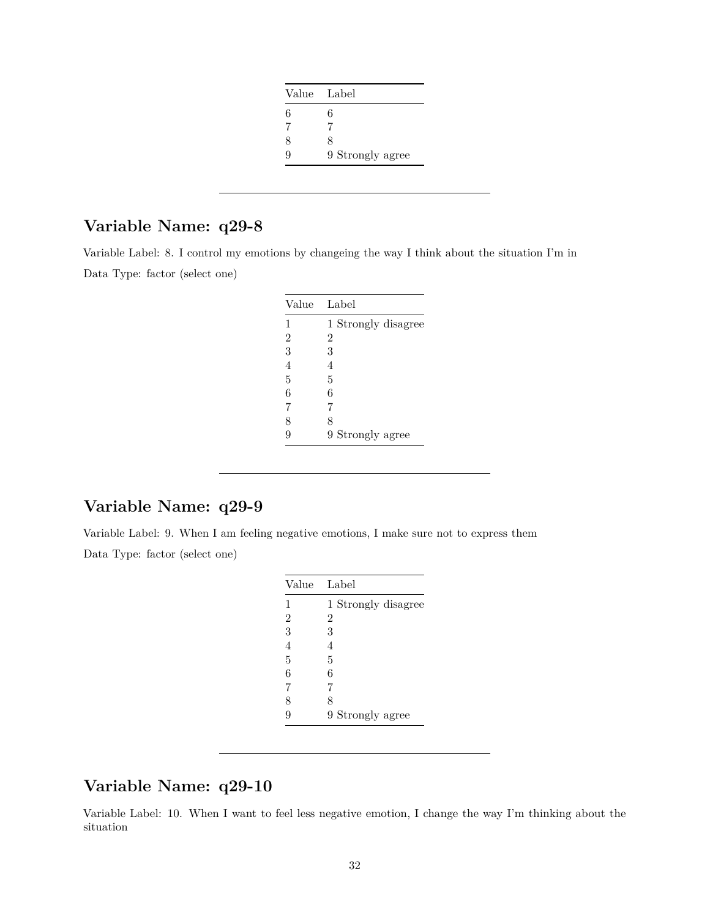| Value | Label |
|---|---|
| 6 | 6 |
| 7 | 7 |
| 8 | 8 |
| 9 | 9 Strongly agree |

---

## Variable Name: q29-8

Variable Label: 8. I control my emotions by changeing the way I think about the situation I'm in

Data Type: factor (select one)

| Value | Label |
|---|---|
| 1 | 1 Strongly disagree |
| 2 | 2 |
| 3 | 3 |
| 4 | 4 |
| 5 | 5 |
| 6 | 6 |
| 7 | 7 |
| 8 | 8 |
| 9 | 9 Strongly agree |

---

## Variable Name: q29-9

Variable Label: 9. When I am feeling negative emotions, I make sure not to express them

Data Type: factor (select one)

| Value | Label |
|---|---|
| 1 | 1 Strongly disagree |
| 2 | 2 |
| 3 | 3 |
| 4 | 4 |
| 5 | 5 |
| 6 | 6 |
| 7 | 7 |
| 8 | 8 |
| 9 | 9 Strongly agree |

---

## Variable Name: q29-10

Variable Label: 10. When I want to feel less negative emotion, I change the way I'm thinking about the situation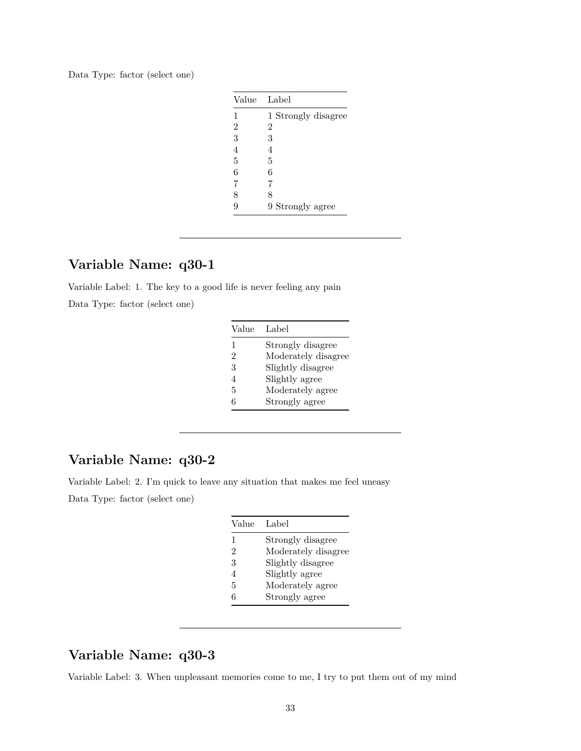Data Type: factor (select one)

| Value | Label |
|---|---|
| 1 | 1 Strongly disagree |
| 2 | 2 |
| 3 | 3 |
| 4 | 4 |
| 5 | 5 |
| 6 | 6 |
| 7 | 7 |
| 8 | 8 |
| 9 | 9 Strongly agree |

---

## Variable Name: q30-1

Variable Label: 1. The key to a good life is never feeling any pain

Data Type: factor (select one)

| Value | Label |
|---|---|
| 1 | Strongly disagree |
| 2 | Moderately disagree |
| 3 | Slightly disagree |
| 4 | Slightly agree |
| 5 | Moderately agree |
| 6 | Strongly agree |

---

## Variable Name: q30-2

Variable Label: 2. I'm quick to leave any situation that makes me feel uneasy

Data Type: factor (select one)

| Value | Label |
|---|---|
| 1 | Strongly disagree |
| 2 | Moderately disagree |
| 3 | Slightly disagree |
| 4 | Slightly agree |
| 5 | Moderately agree |
| 6 | Strongly agree |

---

## Variable Name: q30-3

Variable Label: 3. When unpleasant memories come to me, I try to put them out of my mind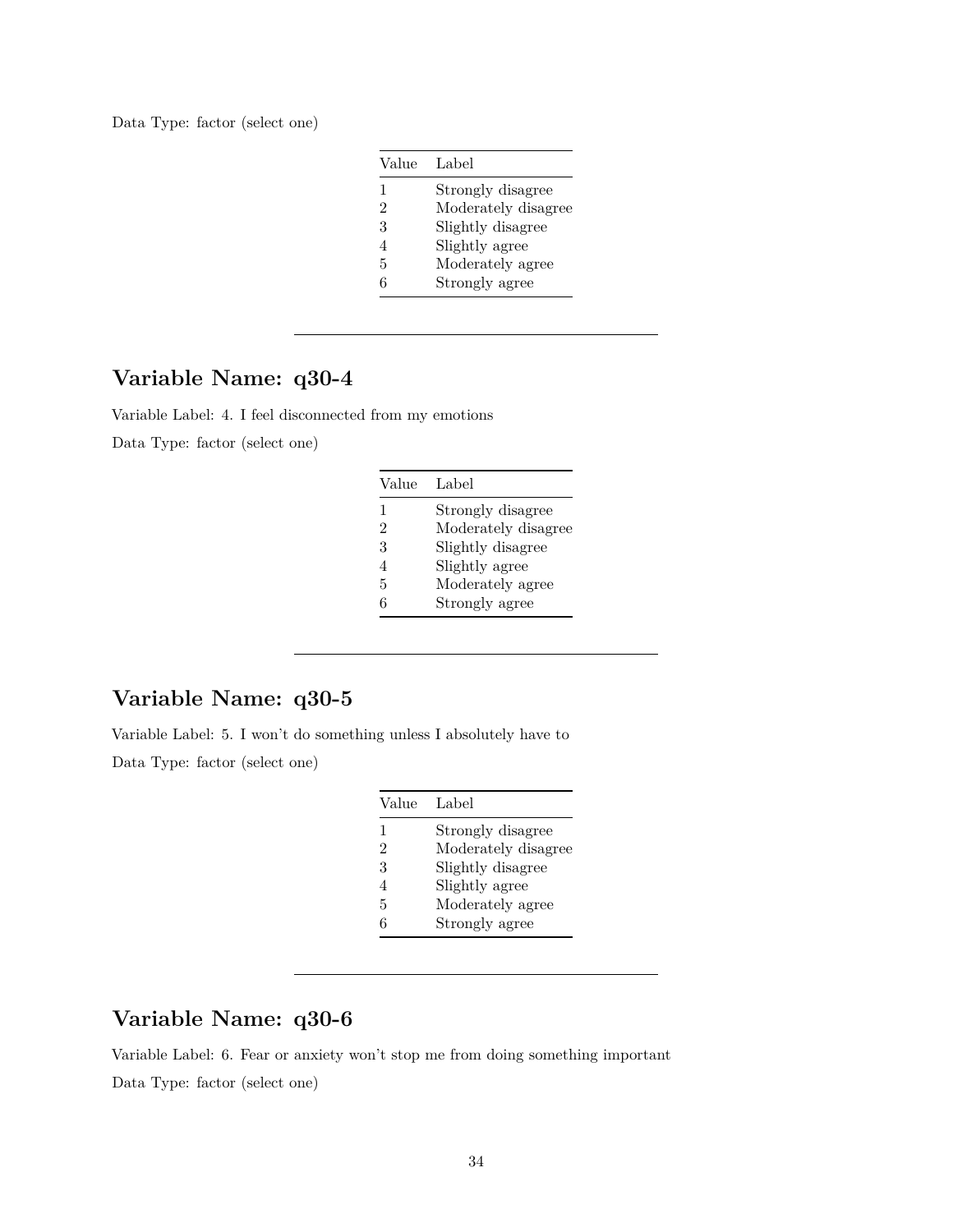Data Type: factor (select one)

| Value | Label |
| --- | --- |
| 1 | Strongly disagree |
| 2 | Moderately disagree |
| 3 | Slightly disagree |
| 4 | Slightly agree |
| 5 | Moderately agree |
| 6 | Strongly agree |

---

## Variable Name: q30-4

Variable Label: 4. I feel disconnected from my emotions

Data Type: factor (select one)

| Value | Label |
| --- | --- |
| 1 | Strongly disagree |
| 2 | Moderately disagree |
| 3 | Slightly disagree |
| 4 | Slightly agree |
| 5 | Moderately agree |
| 6 | Strongly agree |

---

## Variable Name: q30-5

Variable Label: 5. I won't do something unless I absolutely have to

Data Type: factor (select one)

| Value | Label |
| --- | --- |
| 1 | Strongly disagree |
| 2 | Moderately disagree |
| 3 | Slightly disagree |
| 4 | Slightly agree |
| 5 | Moderately agree |
| 6 | Strongly agree |

---

## Variable Name: q30-6

Variable Label: 6. Fear or anxiety won't stop me from doing something important

Data Type: factor (select one)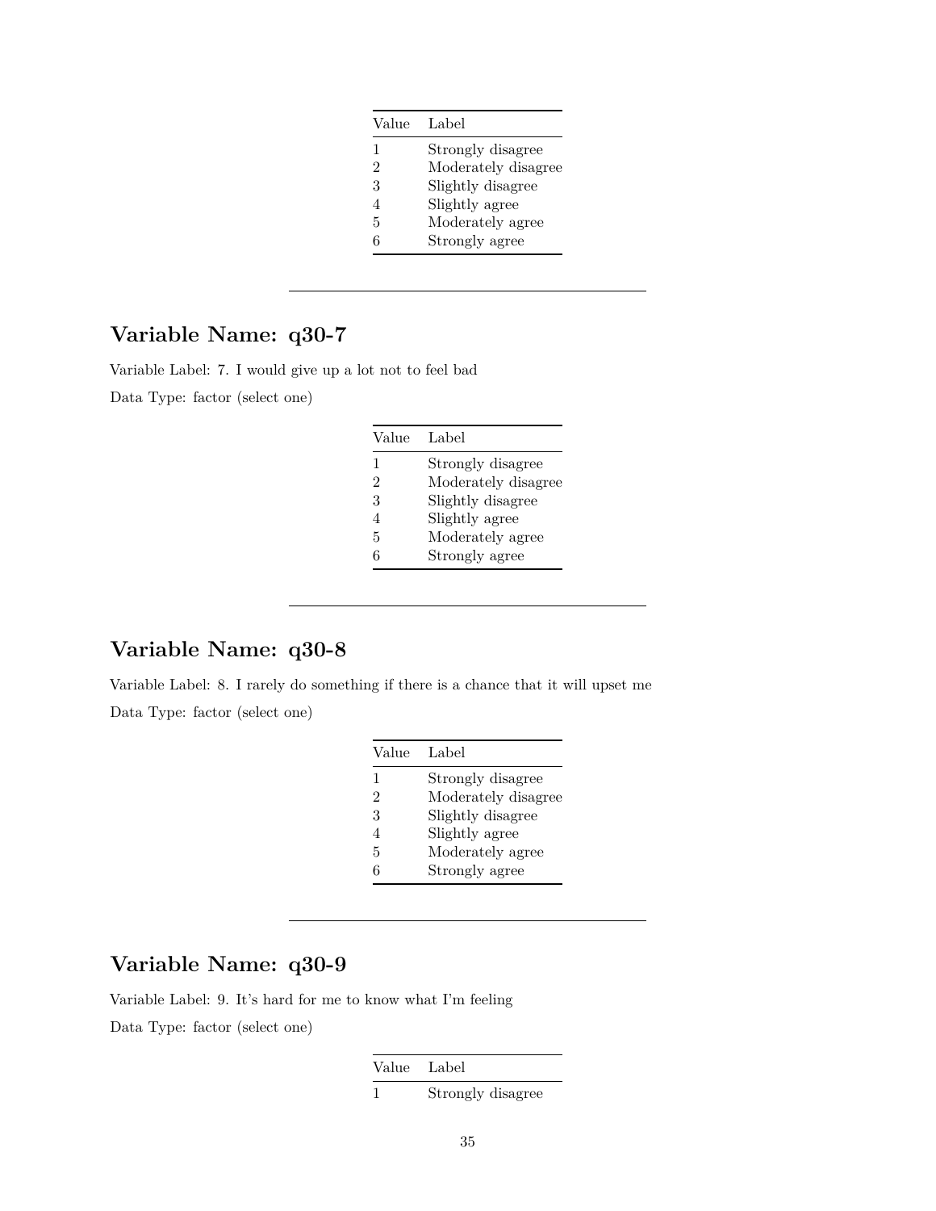| Value | Label |
|---|---|
| 1 | Strongly disagree |
| 2 | Moderately disagree |
| 3 | Slightly disagree |
| 4 | Slightly agree |
| 5 | Moderately agree |
| 6 | Strongly agree |

---

## Variable Name: q30-7

Variable Label: 7. I would give up a lot not to feel bad

Data Type: factor (select one)

| Value | Label |
|---|---|
| 1 | Strongly disagree |
| 2 | Moderately disagree |
| 3 | Slightly disagree |
| 4 | Slightly agree |
| 5 | Moderately agree |
| 6 | Strongly agree |

---

## Variable Name: q30-8

Variable Label: 8. I rarely do something if there is a chance that it will upset me

Data Type: factor (select one)

| Value | Label |
|---|---|
| 1 | Strongly disagree |
| 2 | Moderately disagree |
| 3 | Slightly disagree |
| 4 | Slightly agree |
| 5 | Moderately agree |
| 6 | Strongly agree |

---

## Variable Name: q30-9

Variable Label: 9. It's hard for me to know what I'm feeling

Data Type: factor (select one)

| Value | Label |
|---|---|
| 1 | Strongly disagree |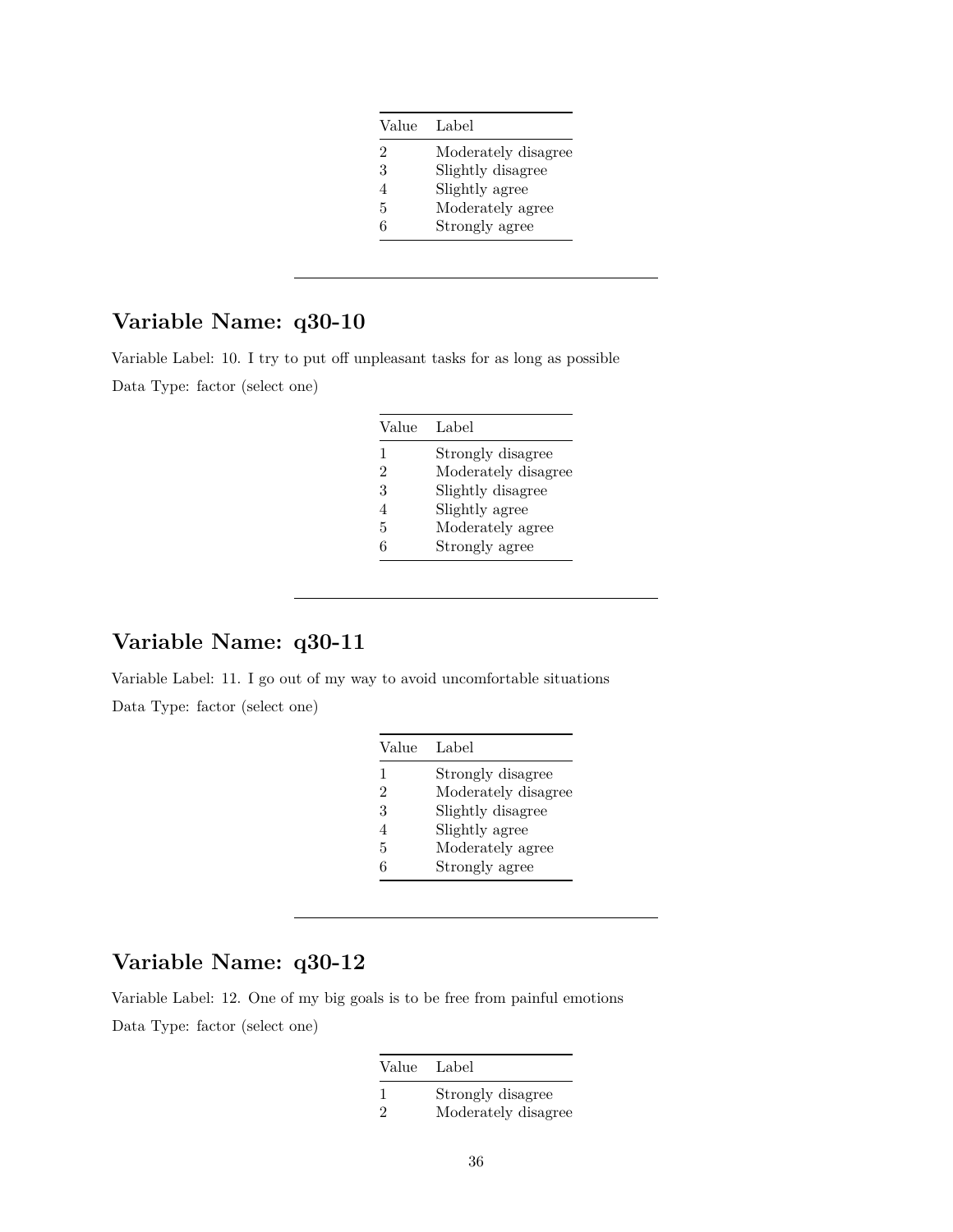| Value | Label |
| --- | --- |
| 2 | Moderately disagree |
| 3 | Slightly disagree |
| 4 | Slightly agree |
| 5 | Moderately agree |
| 6 | Strongly agree |

---

## Variable Name: q30-10

Variable Label: 10. I try to put off unpleasant tasks for as long as possible

Data Type: factor (select one)

| Value | Label |
| --- | --- |
| 1 | Strongly disagree |
| 2 | Moderately disagree |
| 3 | Slightly disagree |
| 4 | Slightly agree |
| 5 | Moderately agree |
| 6 | Strongly agree |

---

## Variable Name: q30-11

Variable Label: 11. I go out of my way to avoid uncomfortable situations

Data Type: factor (select one)

| Value | Label |
| --- | --- |
| 1 | Strongly disagree |
| 2 | Moderately disagree |
| 3 | Slightly disagree |
| 4 | Slightly agree |
| 5 | Moderately agree |
| 6 | Strongly agree |

---

## Variable Name: q30-12

Variable Label: 12. One of my big goals is to be free from painful emotions

Data Type: factor (select one)

| Value | Label |
| --- | --- |
| 1 | Strongly disagree |
| 2 | Moderately disagree |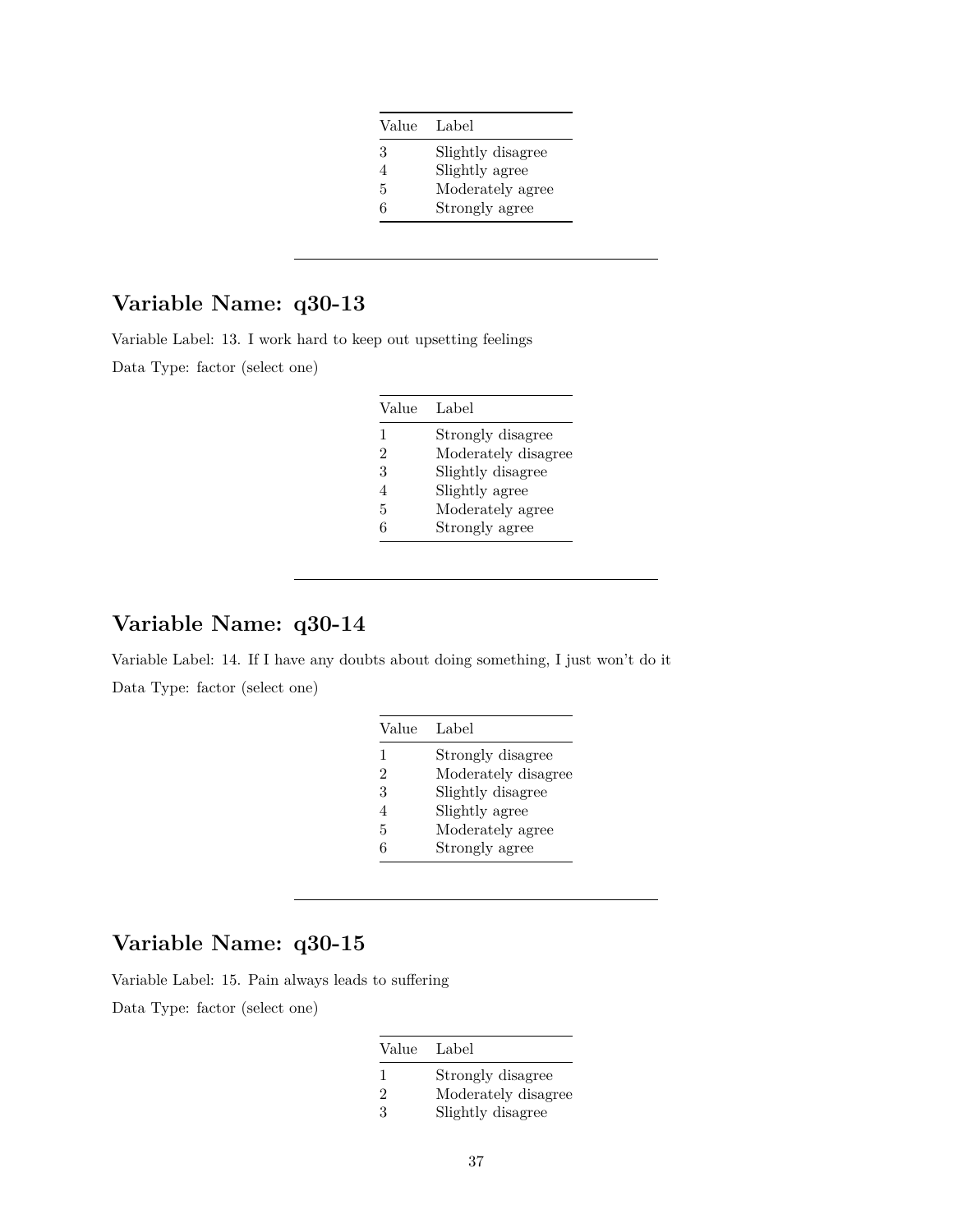| Value | Label |
|---|---|
| 3 | Slightly disagree |
| 4 | Slightly agree |
| 5 | Moderately agree |
| 6 | Strongly agree |

---

## Variable Name: q30-13

Variable Label: 13. I work hard to keep out upsetting feelings

Data Type: factor (select one)

| Value | Label |
|---|---|
| 1 | Strongly disagree |
| 2 | Moderately disagree |
| 3 | Slightly disagree |
| 4 | Slightly agree |
| 5 | Moderately agree |
| 6 | Strongly agree |

---

## Variable Name: q30-14

Variable Label: 14. If I have any doubts about doing something, I just won't do it

Data Type: factor (select one)

| Value | Label |
|---|---|
| 1 | Strongly disagree |
| 2 | Moderately disagree |
| 3 | Slightly disagree |
| 4 | Slightly agree |
| 5 | Moderately agree |
| 6 | Strongly agree |

---

## Variable Name: q30-15

Variable Label: 15. Pain always leads to suffering

Data Type: factor (select one)

| Value | Label |
|---|---|
| 1 | Strongly disagree |
| 2 | Moderately disagree |
| 3 | Slightly disagree |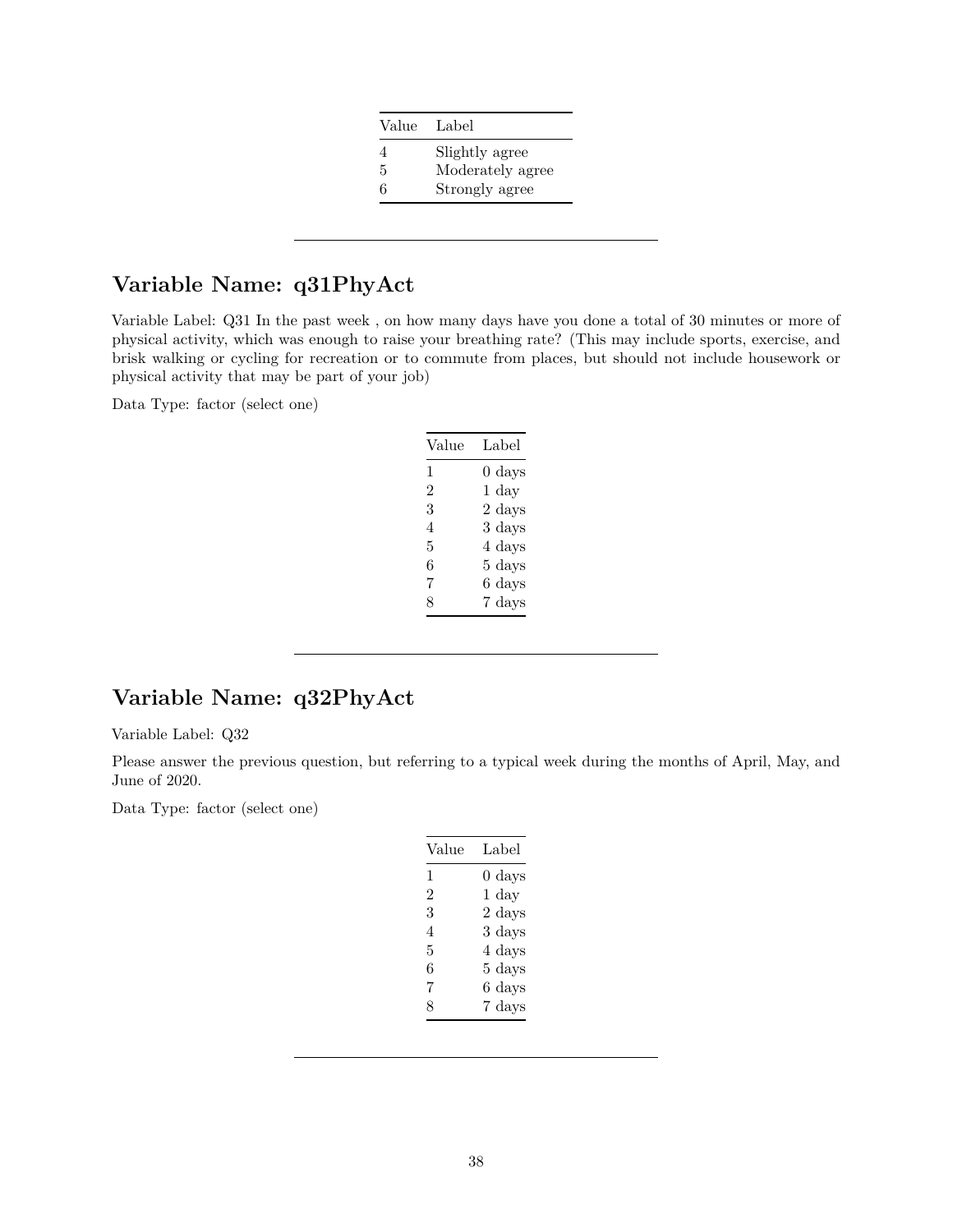| Value | Label |
|---|---|
| 4 | Slightly agree |
| 5 | Moderately agree |
| 6 | Strongly agree |

---

## Variable Name: q31PhyAct

Variable Label: Q31 In the past week , on how many days have you done a total of 30 minutes or more of physical activity, which was enough to raise your breathing rate? (This may include sports, exercise, and brisk walking or cycling for recreation or to commute from places, but should not include housework or physical activity that may be part of your job)

Data Type: factor (select one)

| Value | Label |
|---|---|
| 1 | 0 days |
| 2 | 1 day |
| 3 | 2 days |
| 4 | 3 days |
| 5 | 4 days |
| 6 | 5 days |
| 7 | 6 days |
| 8 | 7 days |

---

## Variable Name: q32PhyAct

Variable Label: Q32

Please answer the previous question, but referring to a typical week during the months of April, May, and June of 2020.

Data Type: factor (select one)

| Value | Label |
|---|---|
| 1 | 0 days |
| 2 | 1 day |
| 3 | 2 days |
| 4 | 3 days |
| 5 | 4 days |
| 6 | 5 days |
| 7 | 6 days |
| 8 | 7 days |

---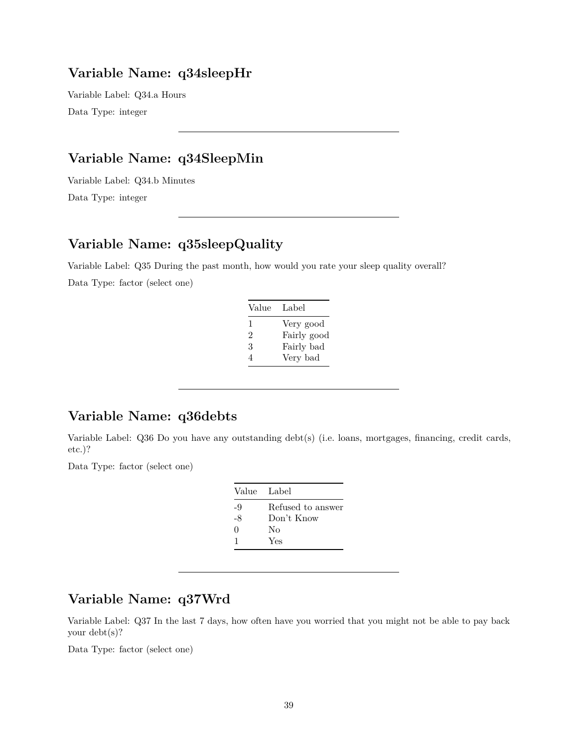## Variable Name: q34sleepHr

Variable Label: Q34.a Hours

Data Type: integer

---

## Variable Name: q34SleepMin

Variable Label: Q34.b Minutes

Data Type: integer

---

## Variable Name: q35sleepQuality

Variable Label: Q35 During the past month, how would you rate your sleep quality overall?

Data Type: factor (select one)

| Value | Label |
|---|---|
| 1 | Very good |
| 2 | Fairly good |
| 3 | Fairly bad |
| 4 | Very bad |

---

## Variable Name: q36debts

Variable Label: Q36 Do you have any outstanding debt(s) (i.e. loans, mortgages, financing, credit cards, etc.)?

Data Type: factor (select one)

| Value | Label |
|---|---|
| -9 | Refused to answer |
| -8 | Don't Know |
| 0 | No |
| 1 | Yes |

---

## Variable Name: q37Wrd

Variable Label: Q37 In the last 7 days, how often have you worried that you might not be able to pay back your debt(s)?

Data Type: factor (select one)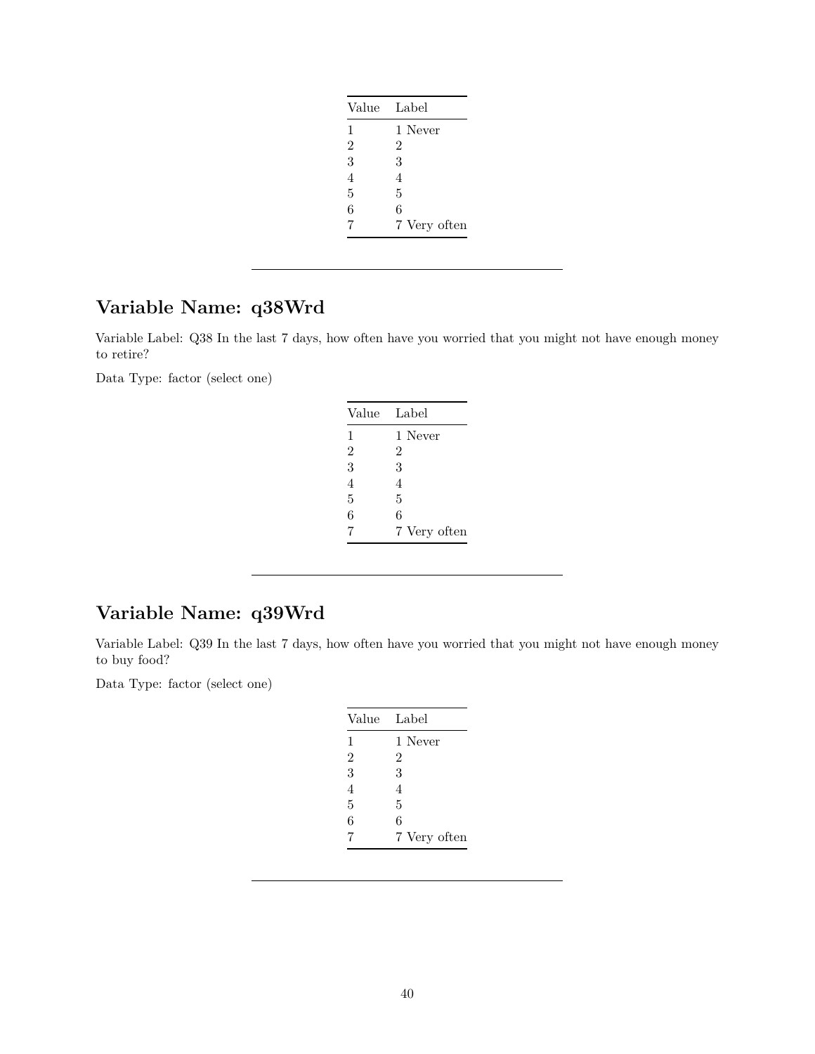| Value | Label |
|---|---|
| 1 | 1 Never |
| 2 | 2 |
| 3 | 3 |
| 4 | 4 |
| 5 | 5 |
| 6 | 6 |
| 7 | 7 Very often |

---

## Variable Name: q38Wrd

Variable Label: Q38 In the last 7 days, how often have you worried that you might not have enough money to retire?

Data Type: factor (select one)

| Value | Label |
|---|---|
| 1 | 1 Never |
| 2 | 2 |
| 3 | 3 |
| 4 | 4 |
| 5 | 5 |
| 6 | 6 |
| 7 | 7 Very often |

---

## Variable Name: q39Wrd

Variable Label: Q39 In the last 7 days, how often have you worried that you might not have enough money to buy food?

Data Type: factor (select one)

| Value | Label |
|---|---|
| 1 | 1 Never |
| 2 | 2 |
| 3 | 3 |
| 4 | 4 |
| 5 | 5 |
| 6 | 6 |
| 7 | 7 Very often |

---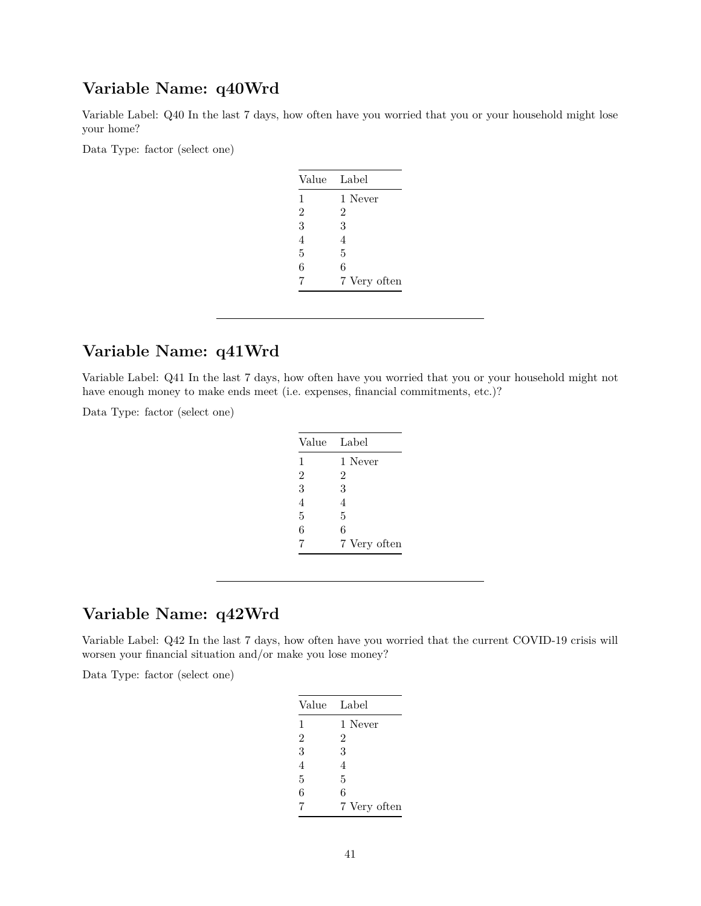## Variable Name: q40Wrd

Variable Label: Q40 In the last 7 days, how often have you worried that you or your household might lose your home?

Data Type: factor (select one)

| Value | Label |
|---|---|
| 1 | 1 Never |
| 2 | 2 |
| 3 | 3 |
| 4 | 4 |
| 5 | 5 |
| 6 | 6 |
| 7 | 7 Very often |

---

## Variable Name: q41Wrd

Variable Label: Q41 In the last 7 days, how often have you worried that you or your household might not have enough money to make ends meet (i.e. expenses, financial commitments, etc.)?

Data Type: factor (select one)

| Value | Label |
|---|---|
| 1 | 1 Never |
| 2 | 2 |
| 3 | 3 |
| 4 | 4 |
| 5 | 5 |
| 6 | 6 |
| 7 | 7 Very often |

---

## Variable Name: q42Wrd

Variable Label: Q42 In the last 7 days, how often have you worried that the current COVID-19 crisis will worsen your financial situation and/or make you lose money?

Data Type: factor (select one)

| Value | Label |
|---|---|
| 1 | 1 Never |
| 2 | 2 |
| 3 | 3 |
| 4 | 4 |
| 5 | 5 |
| 6 | 6 |
| 7 | 7 Very often |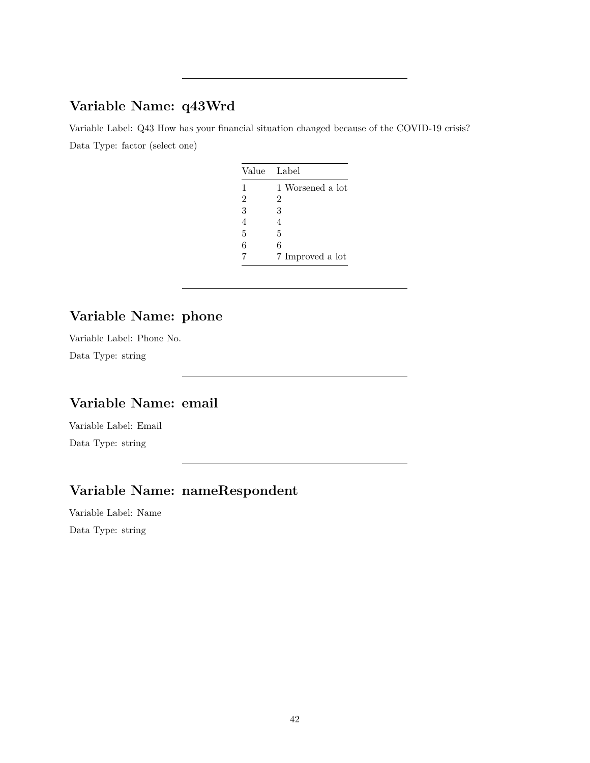---

## Variable Name: q43Wrd

Variable Label: Q43 How has your financial situation changed because of the COVID-19 crisis?

Data Type: factor (select one)

| Value | Label |
|---|---|
| 1 | 1 Worsened a lot |
| 2 | 2 |
| 3 | 3 |
| 4 | 4 |
| 5 | 5 |
| 6 | 6 |
| 7 | 7 Improved a lot |

---

## Variable Name: phone

Variable Label: Phone No.

Data Type: string

---

## Variable Name: email

Variable Label: Email

Data Type: string

---

## Variable Name: nameRespondent

Variable Label: Name

Data Type: string